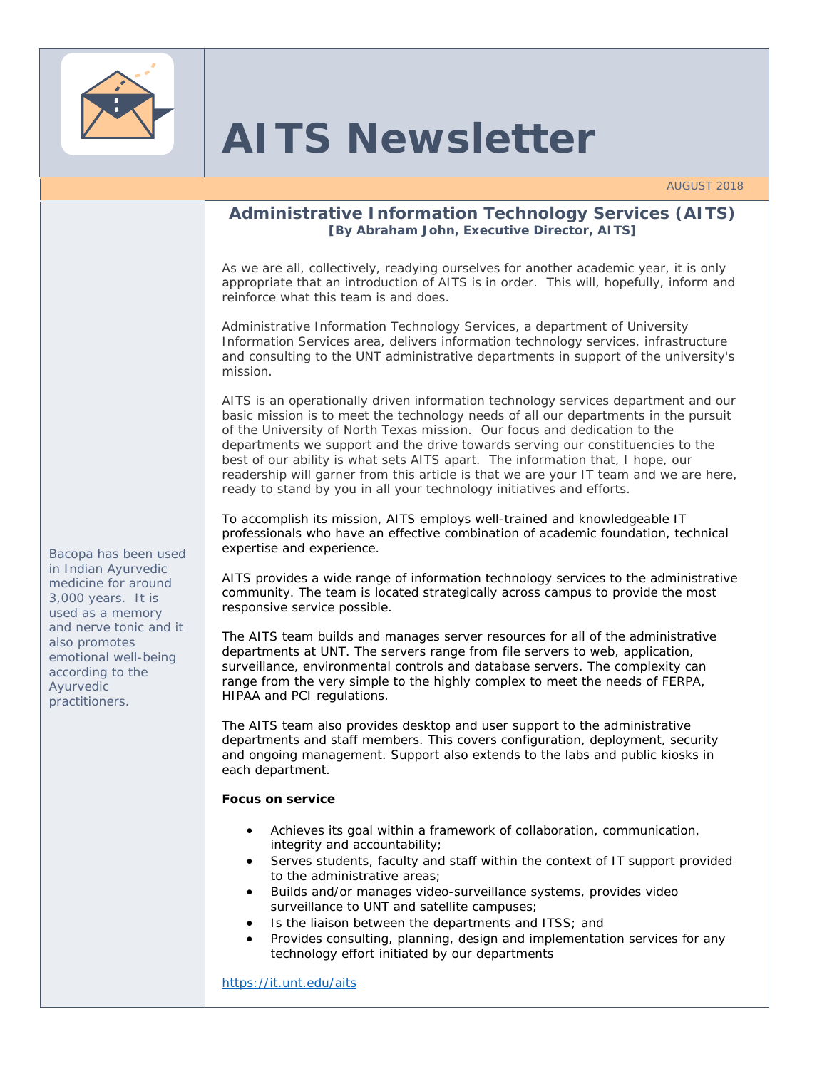# AITS Newsletter

AUGUST 2018

## Administrative Information Technology Services (AITS)

**[By Abraham John, Executive Director, AITS]**

As we are all, collectively, readying ourselves for another academic year, it is only appropriate that an introduction of AITS is in order. This will, hopefully, inform and reinforce what this team is and does.

Administrative Information Technology Services, a department of University Information Services area, delivers information technology services, infrastructure and consulting to the UNT administrative departments in support of the university's mission.

AITS is an operationally driven information technology services department and our basic mission is to meet the technology needs of all our departments in the pursuit of the University of North Texas mission. Our focus and dedication to the departments we support and the drive towards serving our constituencies to the best of our ability is what sets AITS apart. The information that, I hope, our readership will garner from this article is that we are your IT team and we are here, ready to stand by you in all your technology initiatives and efforts.

To accomplish its mission, AITS employs well-trained and knowledgeable IT professionals who have an effective combination of academic foundation, technical expertise and experience.

AITS provides a wide range of information technology services to the administrative community. The team is located strategically across campus to provide the most responsive service possible.

The AITS team builds and manages server resources for all of the administrative departments at UNT. The servers range from file servers to web, application, surveillance, environmental controls and database servers. The complexity can range from the very simple to the highly complex to meet the needs of FERPA, HIPAA and PCI regulations.

The AITS team also provides desktop and user support to the administrative departments and staff members. This covers configuration, deployment, security and ongoing management. Support also extends to the labs and public kiosks in each department.

**Focus on service**

- Achieves its goal within a framework of collaboration, communication, integrity and accountability;
- Serves students, faculty and staff within the context of IT support provided to the administrative areas;
- Builds and/or manages video-surveillance systems, provides video surveillance to UNT and satellite campuses;
- Is the liaison between the departments and ITSS; and
- Provides consulting, planning, design and implementation services for any technology effort initiated by our departments

https://it.unt.edu/aits

Bacopa has been used in Indian Ayurvedic medicine for around 3,000 years. It is used as a memory and nerve tonic and it also promotes emotional well-being according to the Ayurvedic practitioners.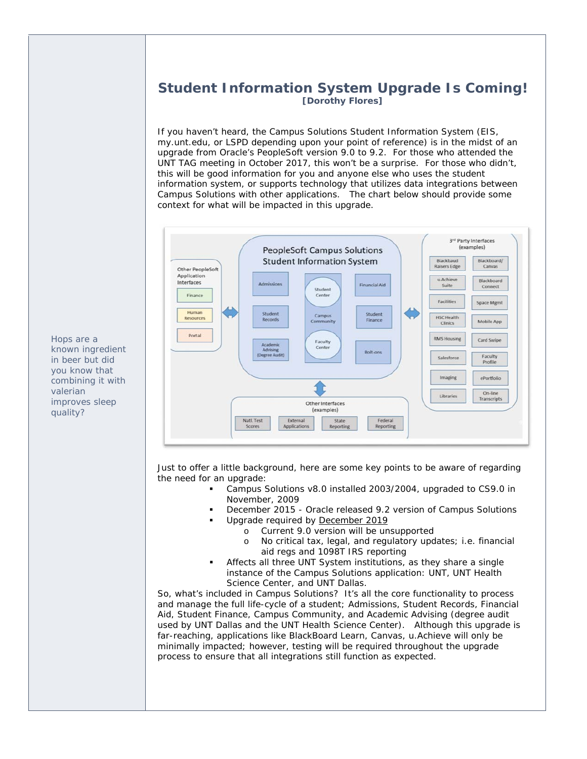## Student Information System Upgrade Is Coming!

**[Dorothy Flores]**

If you haven't heard, the Campus Solutions Student Information System (EIS, my.unt.edu, or LSPD depending upon your point of reference) is in the midst of an upgrade from Oracle's PeopleSoft version 9.0 to 9.2. For those who attended the UNT TAG meeting in October 2017, this won't be a surprise. For those who didn't, this will be good information for you and anyone else who uses the student information system, or supports technology that utilizes data integrations between Campus Solutions with other applications. The chart below should provide some context for what will be impacted in this upgrade.

Just to offer a little background, here are some key points to be aware of regarding the need for an upgrade:

- Campus Solutions v8.0 installed 2003/2004, upgraded to CS9.0 in November, 2009
- December 2015 - Oracle released 9.2 version of Campus Solutions
- Upgrade required by December 2019
  - Current 9.0 version will be unsupported
  - No critical tax, legal, and regulatory updates; i.e. financial aid regs and 1098T IRS reporting
- Affects all three UNT System institutions, as they share a single instance of the Campus Solutions application: UNT, UNT Health Science Center, and UNT Dallas.

So, what's included in Campus Solutions? It's all the core functionality to process and manage the full life-cycle of a student; Admissions, Student Records, Financial Aid, Student Finance, Campus Community, and Academic Advising (degree audit used by UNT Dallas and the UNT Health Science Center). Although this upgrade is far-reaching, applications like BlackBoard Learn, Canvas, u.Achieve will only be minimally impacted; however, testing will be required throughout the upgrade process to ensure that all integrations still function as expected.

Hops are a known ingredient in beer but did you know that combining it with valerian improves sleep quality?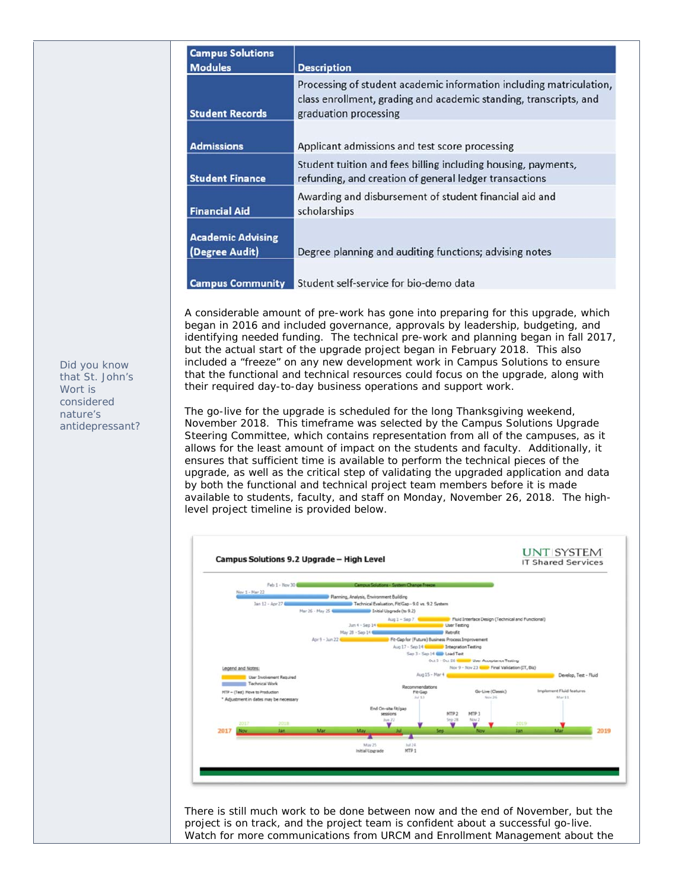| Campus Solutions Modules | Description |
| --- | --- |
| Student Records | Processing of student academic information including matriculation, class enrollment, grading and academic standing, transcripts, and graduation processing |
| Admissions | Applicant admissions and test score processing |
| Student Finance | Student tuition and fees billing including housing, payments, refunding, and creation of general ledger transactions |
| Financial Aid | Awarding and disbursement of student financial aid and scholarships |
| Academic Advising (Degree Audit) | Degree planning and auditing functions; advising notes |
| Campus Community | Student self-service for bio-demo data |

Did you know that St. John's Wort is considered nature's antidepressant?

A considerable amount of pre-work has gone into preparing for this upgrade, which began in 2016 and included governance, approvals by leadership, budgeting, and identifying needed funding. The technical pre-work and planning began in fall 2017, but the actual start of the upgrade project began in February 2018. This also included a "freeze" on any new development work in Campus Solutions to ensure that the functional and technical resources could focus on the upgrade, along with their required day-to-day business operations and support work.

The go-live for the upgrade is scheduled for the long Thanksgiving weekend, November 2018. This timeframe was selected by the Campus Solutions Upgrade Steering Committee, which contains representation from all of the campuses, as it allows for the least amount of impact on the students and faculty. Additionally, it ensures that sufficient time is available to perform the technical pieces of the upgrade, as well as the critical step of validating the upgraded application and data by both the functional and technical project team members before it is made available to students, faculty, and staff on Monday, November 26, 2018. The high-level project timeline is provided below.

**Campus Solutions 9.2 Upgrade – High Level** — UNT SYSTEM IT Shared Services

| Dates | Activity |
| --- | --- |
| Feb 1 - Nov 30 | Campus Solutions - System Change Freeze |
| Nov 1 - Mar 22 | Planning, Analysis, Environment Building |
| Jan 12 - Apr 27 | Technical Evaluation, Fit/Gap - 9.0 vs. 9.2 System |
| Mar 26 - May 25 | Initial Upgrade (to 9.2) |
| Aug 1 - Sep 7 | Fluid Interface Design (Technical and Functional) |
| Jun 4 - Sep 14 | User Testing |
| May 28 - Sep 14 | Retrofit |
| Apr 9 - Jun 22 | Fit-Gap for (Future) Business Process Improvement |
| Aug 17 - Sep 14 | Integration Testing |
| Sep 3 - Sep 14 | Load Test |
| Oct 5 - Oct 26 | User Acceptance Testing |
| Nov 9 - Nov 23 | Final Validation (IT, Biz) |
| Aug 15 - Mar 4 | Develop, Test - Fluid |

Milestones: May 25 Initial Upgrade; Jun 22 End On-site fit/gap sessions; Jul 13 Recommendations Fit-Gap; Jul 24 MTP 1; Sep 28 MTP 2; Nov 2 MTP 3; Nov 26 Go-Live (Classic); Mar 11 Implement Fluid features

Legend and Notes: User Involvement Required; Technical Work; MTP – (Test) Move to Production; * Adjustment in dates may be necessary

There is still much work to be done between now and the end of November, but the project is on track, and the project team is confident about a successful go-live. Watch for more communications from URCM and Enrollment Management about the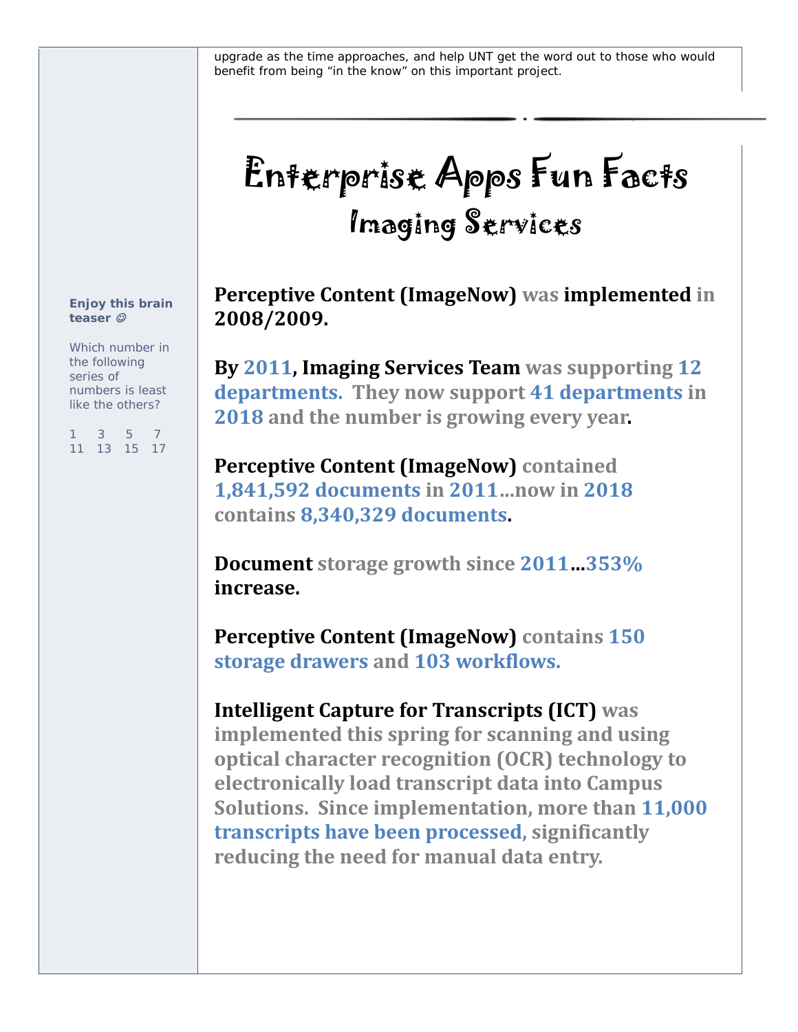upgrade as the time approaches, and help UNT get the word out to those who would benefit from being "in the know" on this important project.

# Enterprise Apps Fun Facts

## Imaging Services

**Perceptive Content (ImageNow) was implemented in 2008/2009.**

**By 2011, Imaging Services Team was supporting 12 departments. They now support 41 departments in 2018 and the number is growing every year.**

**Perceptive Content (ImageNow) contained 1,841,592 documents in 2011…now in 2018 contains 8,340,329 documents.**

**Document storage growth since 2011…353% increase.**

**Perceptive Content (ImageNow) contains 150 storage drawers and 103 workflows.**

**Intelligent Capture for Transcripts (ICT) was implemented this spring for scanning and using optical character recognition (OCR) technology to electronically load transcript data into Campus Solutions. Since implementation, more than 11,000 transcripts have been processed, significantly reducing the need for manual data entry.**

**Enjoy this brain teaser ☺**

Which number in the following series of numbers is least like the others?

1 3 5 7
11 13 15 17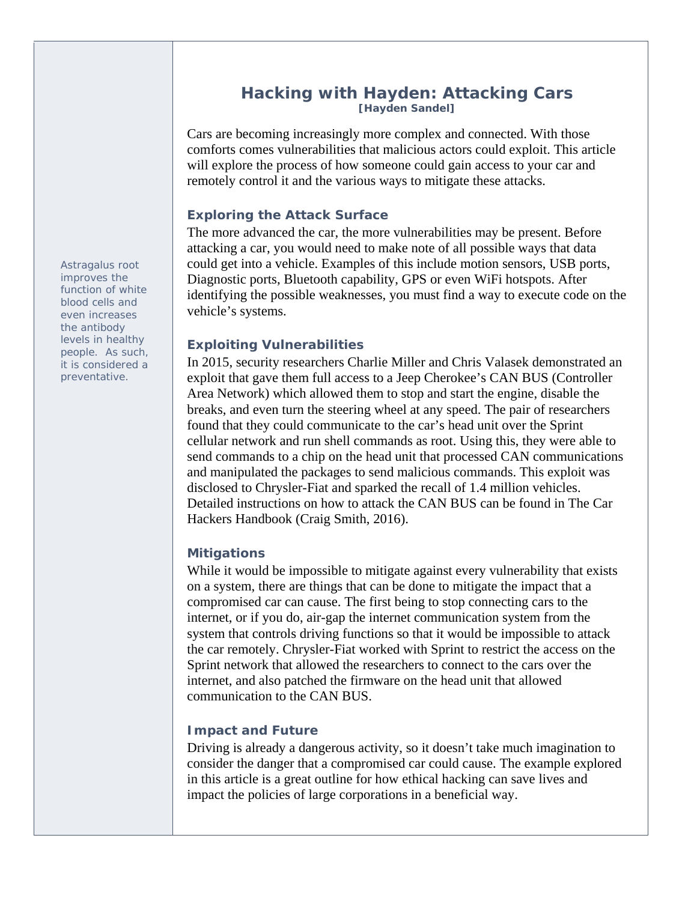# Hacking with Hayden: Attacking Cars

**[Hayden Sandel]**

Cars are becoming increasingly more complex and connected. With those comforts comes vulnerabilities that malicious actors could exploit. This article will explore the process of how someone could gain access to your car and remotely control it and the various ways to mitigate these attacks.

## Exploring the Attack Surface

The more advanced the car, the more vulnerabilities may be present. Before attacking a car, you would need to make note of all possible ways that data could get into a vehicle. Examples of this include motion sensors, USB ports, Diagnostic ports, Bluetooth capability, GPS or even WiFi hotspots. After identifying the possible weaknesses, you must find a way to execute code on the vehicle's systems.

## Exploiting Vulnerabilities

In 2015, security researchers Charlie Miller and Chris Valasek demonstrated an exploit that gave them full access to a Jeep Cherokee's CAN BUS (Controller Area Network) which allowed them to stop and start the engine, disable the breaks, and even turn the steering wheel at any speed. The pair of researchers found that they could communicate to the car's head unit over the Sprint cellular network and run shell commands as root. Using this, they were able to send commands to a chip on the head unit that processed CAN communications and manipulated the packages to send malicious commands. This exploit was disclosed to Chrysler-Fiat and sparked the recall of 1.4 million vehicles. Detailed instructions on how to attack the CAN BUS can be found in The Car Hackers Handbook (Craig Smith, 2016).

## Mitigations

While it would be impossible to mitigate against every vulnerability that exists on a system, there are things that can be done to mitigate the impact that a compromised car can cause. The first being to stop connecting cars to the internet, or if you do, air-gap the internet communication system from the system that controls driving functions so that it would be impossible to attack the car remotely. Chrysler-Fiat worked with Sprint to restrict the access on the Sprint network that allowed the researchers to connect to the cars over the internet, and also patched the firmware on the head unit that allowed communication to the CAN BUS.

## Impact and Future

Driving is already a dangerous activity, so it doesn't take much imagination to consider the danger that a compromised car could cause. The example explored in this article is a great outline for how ethical hacking can save lives and impact the policies of large corporations in a beneficial way.

*Astragalus root improves the function of white blood cells and even increases the antibody levels in healthy people. As such, it is considered a preventative.*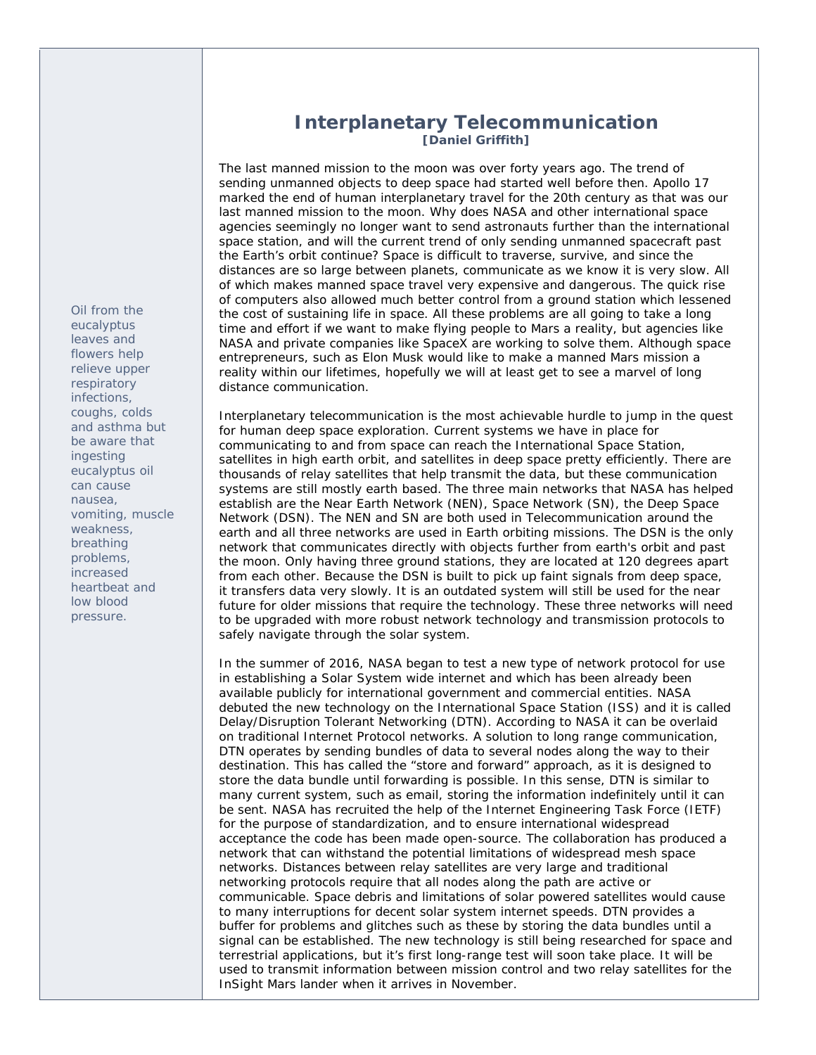## Interplanetary Telecommunication

**[Daniel Griffith]**

The last manned mission to the moon was over forty years ago. The trend of sending unmanned objects to deep space had started well before then. Apollo 17 marked the end of human interplanetary travel for the 20th century as that was our last manned mission to the moon. Why does NASA and other international space agencies seemingly no longer want to send astronauts further than the international space station, and will the current trend of only sending unmanned spacecraft past the Earth's orbit continue? Space is difficult to traverse, survive, and since the distances are so large between planets, communicate as we know it is very slow. All of which makes manned space travel very expensive and dangerous. The quick rise of computers also allowed much better control from a ground station which lessened the cost of sustaining life in space. All these problems are all going to take a long time and effort if we want to make flying people to Mars a reality, but agencies like NASA and private companies like SpaceX are working to solve them. Although space entrepreneurs, such as Elon Musk would like to make a manned Mars mission a reality within our lifetimes, hopefully we will at least get to see a marvel of long distance communication.

Interplanetary telecommunication is the most achievable hurdle to jump in the quest for human deep space exploration. Current systems we have in place for communicating to and from space can reach the International Space Station, satellites in high earth orbit, and satellites in deep space pretty efficiently. There are thousands of relay satellites that help transmit the data, but these communication systems are still mostly earth based. The three main networks that NASA has helped establish are the Near Earth Network (NEN), Space Network (SN), the Deep Space Network (DSN). The NEN and SN are both used in Telecommunication around the earth and all three networks are used in Earth orbiting missions. The DSN is the only network that communicates directly with objects further from earth's orbit and past the moon. Only having three ground stations, they are located at 120 degrees apart from each other. Because the DSN is built to pick up faint signals from deep space, it transfers data very slowly. It is an outdated system will still be used for the near future for older missions that require the technology. These three networks will need to be upgraded with more robust network technology and transmission protocols to safely navigate through the solar system.

In the summer of 2016, NASA began to test a new type of network protocol for use in establishing a Solar System wide internet and which has been already been available publicly for international government and commercial entities. NASA debuted the new technology on the International Space Station (ISS) and it is called Delay/Disruption Tolerant Networking (DTN). According to NASA it can be overlaid on traditional Internet Protocol networks. A solution to long range communication, DTN operates by sending bundles of data to several nodes along the way to their destination. This has called the "store and forward" approach, as it is designed to store the data bundle until forwarding is possible. In this sense, DTN is similar to many current system, such as email, storing the information indefinitely until it can be sent. NASA has recruited the help of the Internet Engineering Task Force (IETF) for the purpose of standardization, and to ensure international widespread acceptance the code has been made open-source. The collaboration has produced a network that can withstand the potential limitations of widespread mesh space networks. Distances between relay satellites are very large and traditional networking protocols require that all nodes along the path are active or communicable. Space debris and limitations of solar powered satellites would cause to many interruptions for decent solar system internet speeds. DTN provides a buffer for problems and glitches such as these by storing the data bundles until a signal can be established. The new technology is still being researched for space and terrestrial applications, but it's first long-range test will soon take place. It will be used to transmit information between mission control and two relay satellites for the InSight Mars lander when it arrives in November.

Oil from the eucalyptus leaves and flowers help relieve upper respiratory infections, coughs, colds and asthma but be aware that ingesting eucalyptus oil can cause nausea, vomiting, muscle weakness, breathing problems, increased heartbeat and low blood pressure.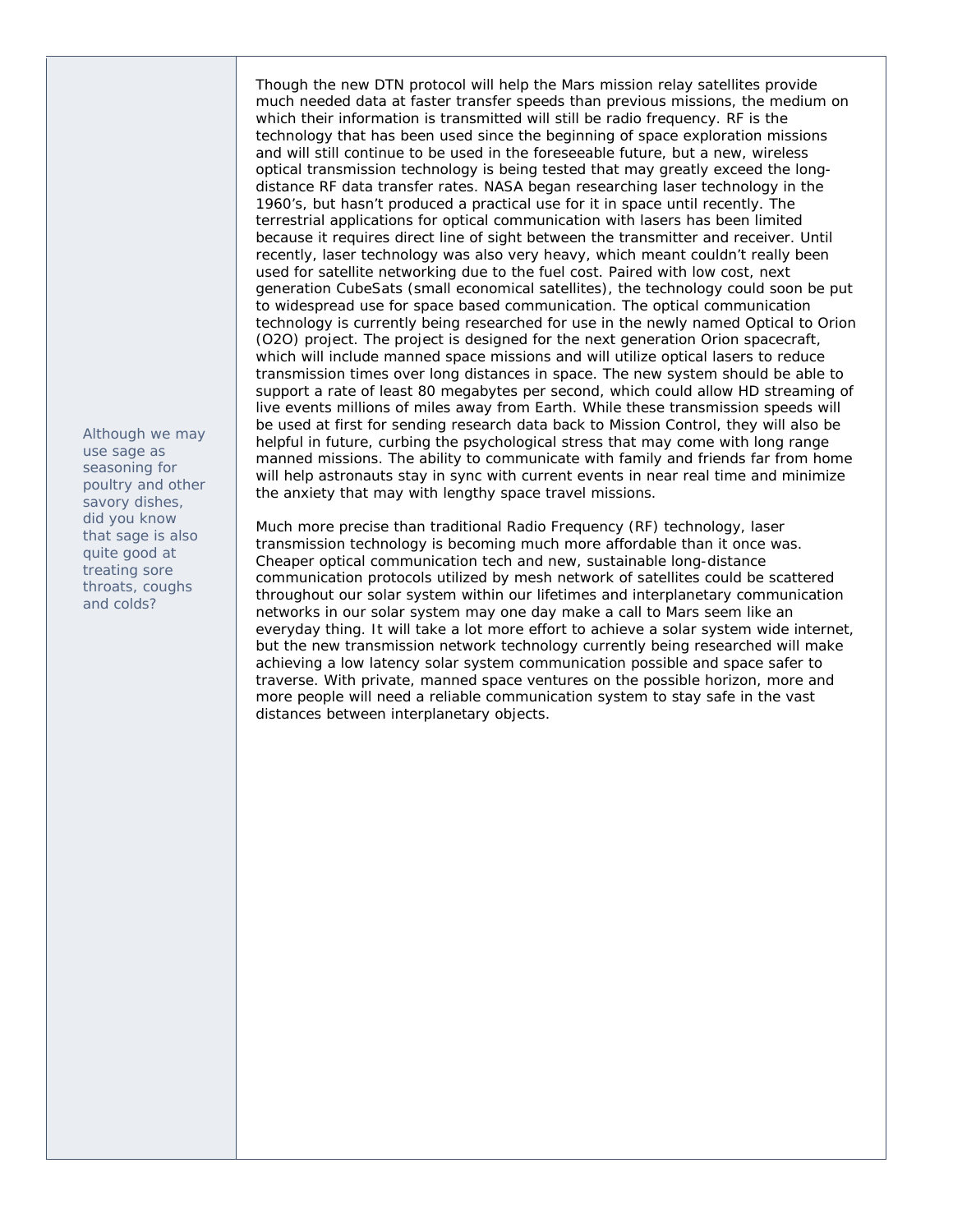Though the new DTN protocol will help the Mars mission relay satellites provide much needed data at faster transfer speeds than previous missions, the medium on which their information is transmitted will still be radio frequency. RF is the technology that has been used since the beginning of space exploration missions and will still continue to be used in the foreseeable future, but a new, wireless optical transmission technology is being tested that may greatly exceed the long-distance RF data transfer rates. NASA began researching laser technology in the 1960's, but hasn't produced a practical use for it in space until recently. The terrestrial applications for optical communication with lasers has been limited because it requires direct line of sight between the transmitter and receiver. Until recently, laser technology was also very heavy, which meant couldn't really been used for satellite networking due to the fuel cost. Paired with low cost, next generation CubeSats (small economical satellites), the technology could soon be put to widespread use for space based communication. The optical communication technology is currently being researched for use in the newly named Optical to Orion (O2O) project. The project is designed for the next generation Orion spacecraft, which will include manned space missions and will utilize optical lasers to reduce transmission times over long distances in space. The new system should be able to support a rate of least 80 megabytes per second, which could allow HD streaming of live events millions of miles away from Earth. While these transmission speeds will be used at first for sending research data back to Mission Control, they will also be helpful in future, curbing the psychological stress that may come with long range manned missions. The ability to communicate with family and friends far from home will help astronauts stay in sync with current events in near real time and minimize the anxiety that may with lengthy space travel missions.

Much more precise than traditional Radio Frequency (RF) technology, laser transmission technology is becoming much more affordable than it once was. Cheaper optical communication tech and new, sustainable long-distance communication protocols utilized by mesh network of satellites could be scattered throughout our solar system within our lifetimes and interplanetary communication networks in our solar system may one day make a call to Mars seem like an everyday thing. It will take a lot more effort to achieve a solar system wide internet, but the new transmission network technology currently being researched will make achieving a low latency solar system communication possible and space safer to traverse. With private, manned space ventures on the possible horizon, more and more people will need a reliable communication system to stay safe in the vast distances between interplanetary objects.

*Although we may use sage as seasoning for poultry and other savory dishes, did you know that sage is also quite good at treating sore throats, coughs and colds?*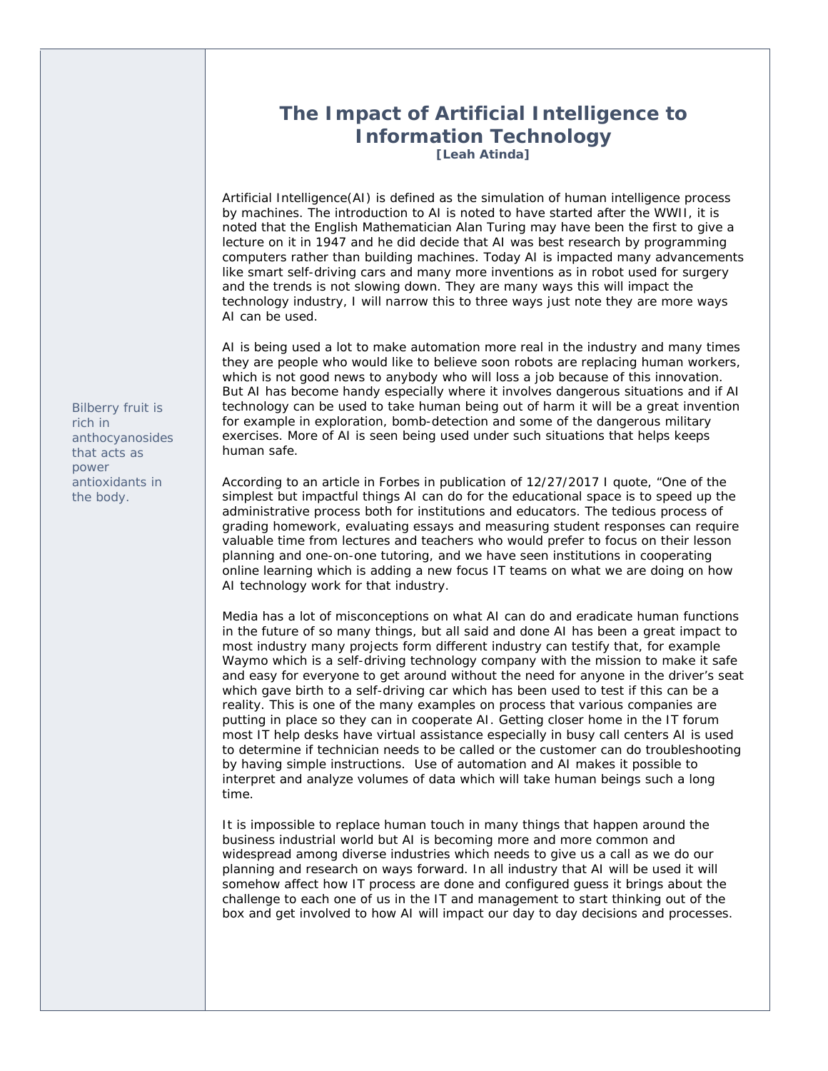# The Impact of Artificial Intelligence to Information Technology

**[Leah Atinda]**

Artificial Intelligence(AI) is defined as the simulation of human intelligence process by machines. The introduction to AI is noted to have started after the WWII, it is noted that the English Mathematician Alan Turing may have been the first to give a lecture on it in 1947 and he did decide that AI was best research by programming computers rather than building machines. Today AI is impacted many advancements like smart self-driving cars and many more inventions as in robot used for surgery and the trends is not slowing down. They are many ways this will impact the technology industry, I will narrow this to three ways just note they are more ways AI can be used.

AI is being used a lot to make automation more real in the industry and many times they are people who would like to believe soon robots are replacing human workers, which is not good news to anybody who will loss a job because of this innovation. But AI has become handy especially where it involves dangerous situations and if AI technology can be used to take human being out of harm it will be a great invention for example in exploration, bomb-detection and some of the dangerous military exercises. More of AI is seen being used under such situations that helps keeps human safe.

According to an article in Forbes in publication of 12/27/2017 I quote, "One of the simplest but impactful things AI can do for the educational space is to speed up the administrative process both for institutions and educators. The tedious process of grading homework, evaluating essays and measuring student responses can require valuable time from lectures and teachers who would prefer to focus on their lesson planning and one-on-one tutoring, and we have seen institutions in cooperating online learning which is adding a new focus IT teams on what we are doing on how AI technology work for that industry.

Media has a lot of misconceptions on what AI can do and eradicate human functions in the future of so many things, but all said and done AI has been a great impact to most industry many projects form different industry can testify that, for example Waymo which is a self-driving technology company with the mission to make it safe and easy for everyone to get around without the need for anyone in the driver's seat which gave birth to a self-driving car which has been used to test if this can be a reality. This is one of the many examples on process that various companies are putting in place so they can in cooperate AI. Getting closer home in the IT forum most IT help desks have virtual assistance especially in busy call centers AI is used to determine if technician needs to be called or the customer can do troubleshooting by having simple instructions. Use of automation and AI makes it possible to interpret and analyze volumes of data which will take human beings such a long time.

It is impossible to replace human touch in many things that happen around the business industrial world but AI is becoming more and more common and widespread among diverse industries which needs to give us a call as we do our planning and research on ways forward. In all industry that AI will be used it will somehow affect how IT process are done and configured guess it brings about the challenge to each one of us in the IT and management to start thinking out of the box and get involved to how AI will impact our day to day decisions and processes.

Bilberry fruit is rich in anthocyanosides that acts as power antioxidants in the body.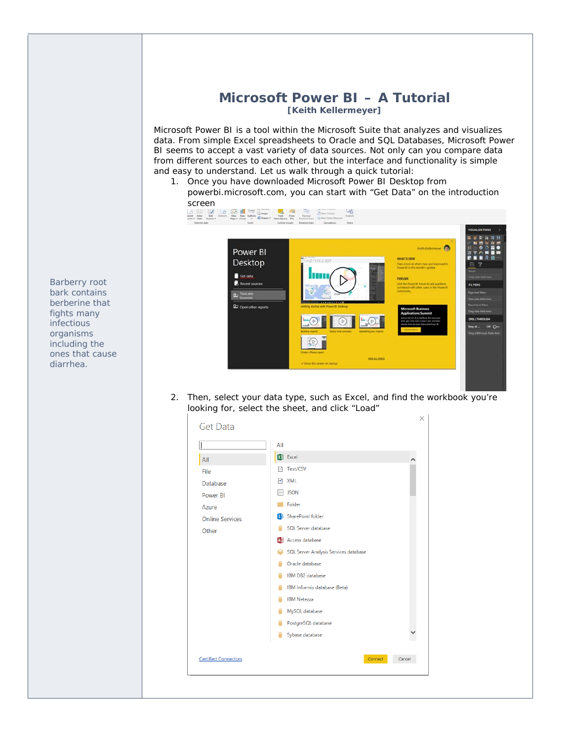# Microsoft Power BI – A Tutorial

**[Keith Kellermeyer]**

Microsoft Power BI is a tool within the Microsoft Suite that analyzes and visualizes data. From simple Excel spreadsheets to Oracle and SQL Databases, Microsoft Power BI seems to accept a vast variety of data sources. Not only can you compare data from different sources to each other, but the interface and functionality is simple and easy to understand. Let us walk through a quick tutorial:

1. Once you have downloaded Microsoft Power BI Desktop from powerbi.microsoft.com, you can start with "Get Data" on the introduction screen

2. Then, select your data type, such as Excel, and find the workbook you're looking for, select the sheet, and click "Load"

Barberry root bark contains berberine that fights many infectious organisms including the ones that cause diarrhea.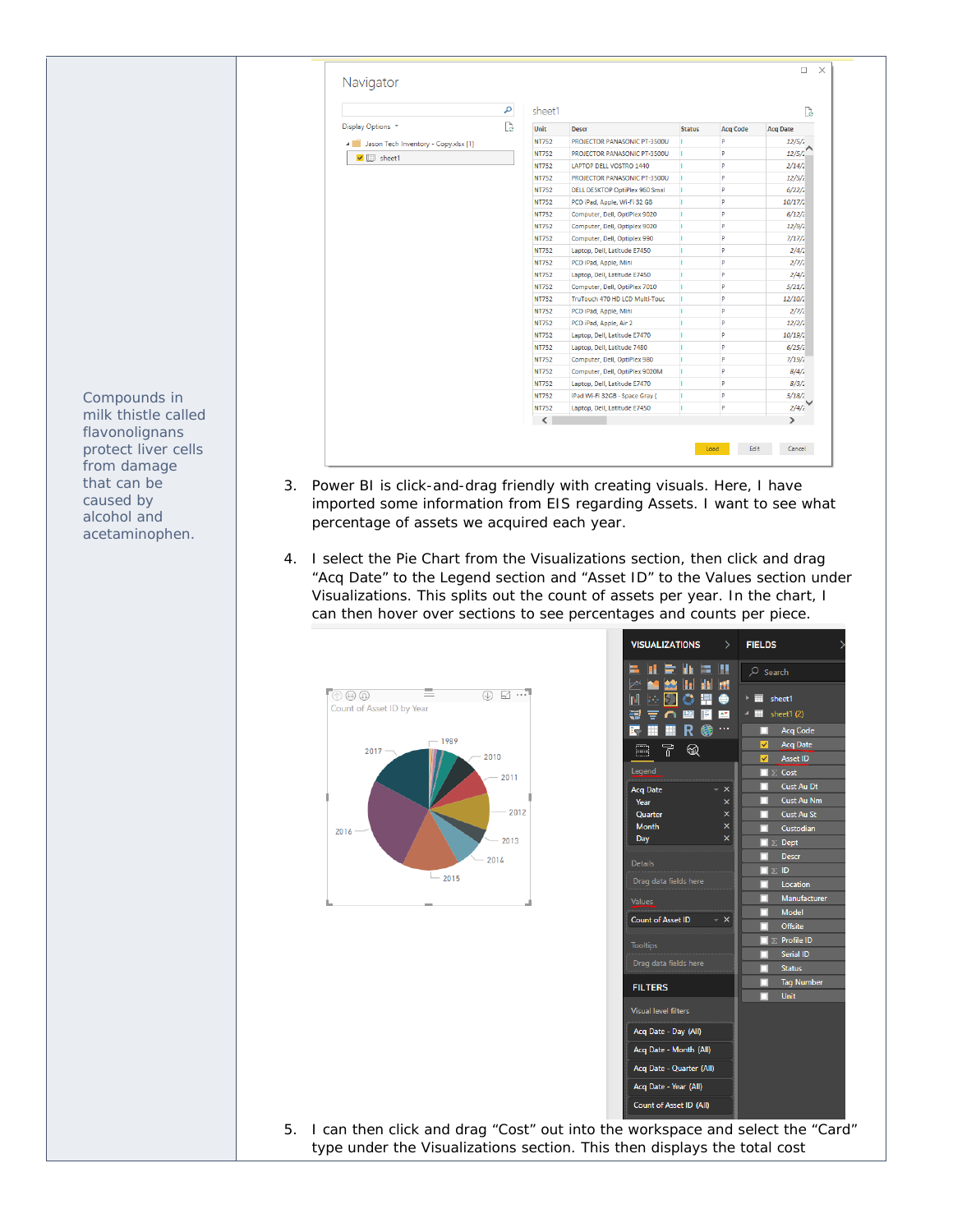Compounds in milk thistle called flavonolignans protect liver cells from damage that can be caused by alcohol and acetaminophen.

3. Power BI is click-and-drag friendly with creating visuals. Here, I have imported some information from EIS regarding Assets. I want to see what percentage of assets we acquired each year.

4. I select the Pie Chart from the Visualizations section, then click and drag “Acq Date” to the Legend section and “Asset ID” to the Values section under Visualizations. This splits out the count of assets per year. In the chart, I can then hover over sections to see percentages and counts per piece.

5. I can then click and drag “Cost” out into the workspace and select the “Card” type under the Visualizations section. This then displays the total cost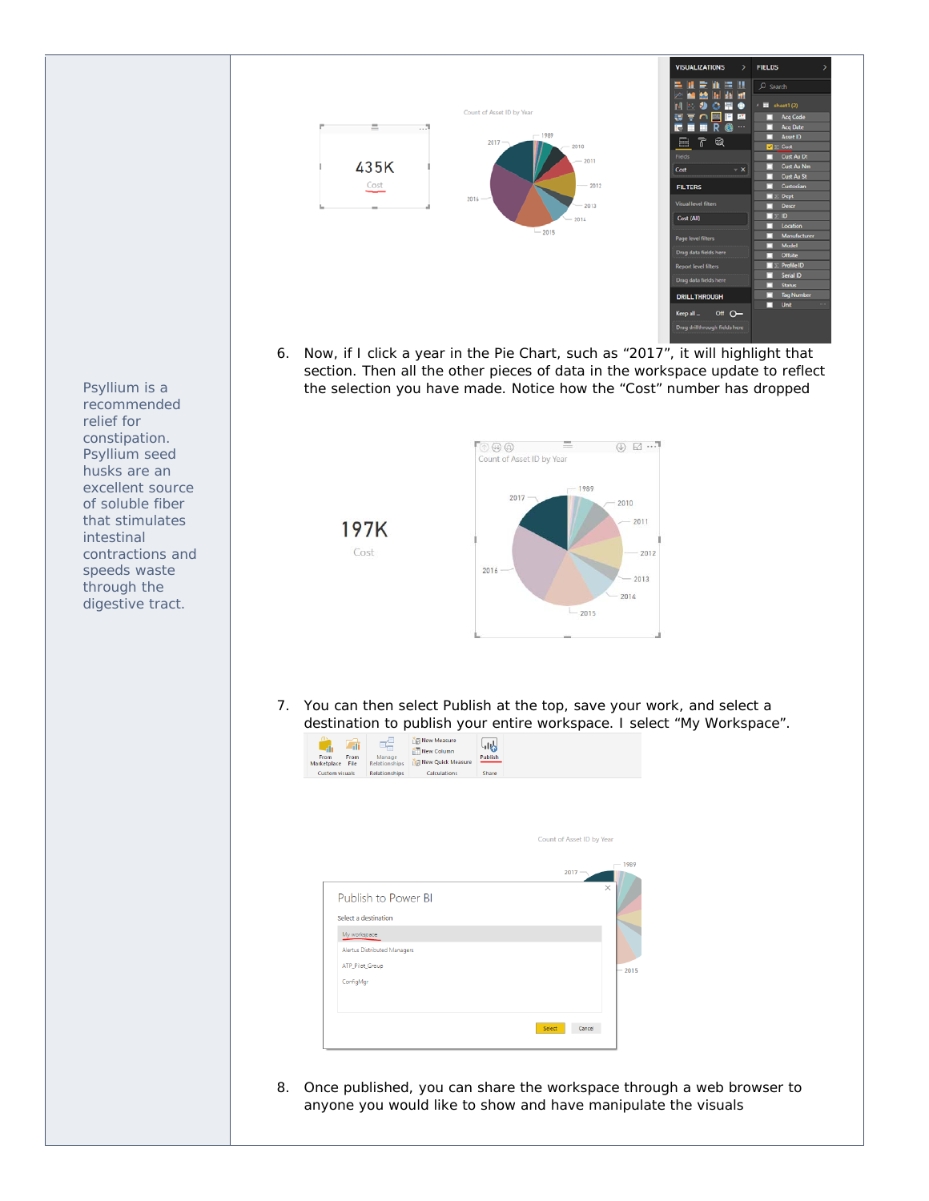Psyllium is a recommended relief for constipation. Psyllium seed husks are an excellent source of soluble fiber that stimulates intestinal contractions and speeds waste through the digestive tract.

6. Now, if I click a year in the Pie Chart, such as “2017”, it will highlight that section. Then all the other pieces of data in the workspace update to reflect the selection you have made. Notice how the “Cost” number has dropped

7. You can then select Publish at the top, save your work, and select a destination to publish your entire workspace. I select “My Workspace”.

8. Once published, you can share the workspace through a web browser to anyone you would like to show and have manipulate the visuals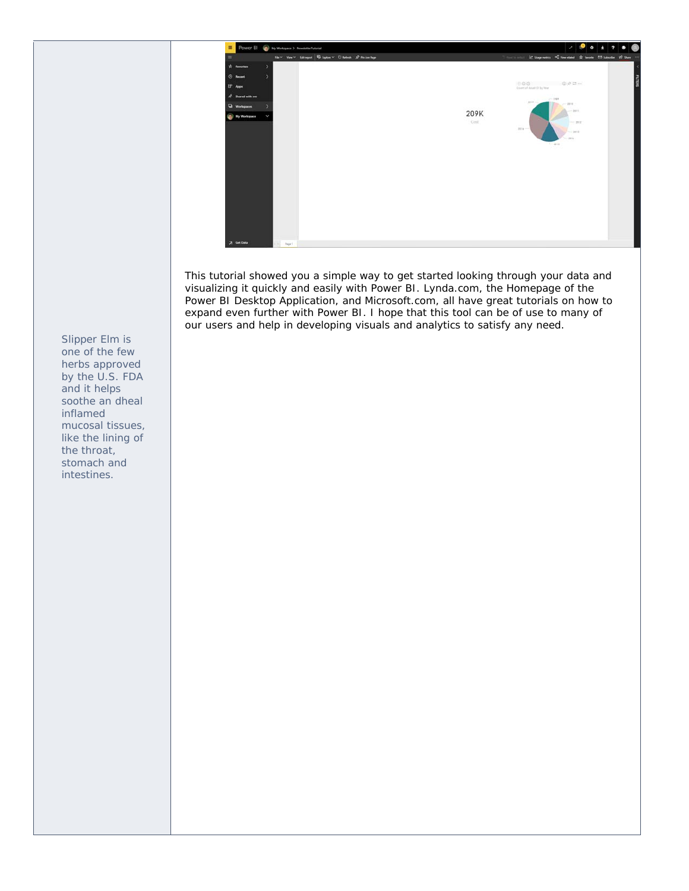This tutorial showed you a simple way to get started looking through your data and visualizing it quickly and easily with Power BI. Lynda.com, the Homepage of the Power BI Desktop Application, and Microsoft.com, all have great tutorials on how to expand even further with Power BI. I hope that this tool can be of use to many of our users and help in developing visuals and analytics to satisfy any need.

Slipper Elm is one of the few herbs approved by the U.S. FDA and it helps soothe an dheal inflamed mucosal tissues, like the lining of the throat, stomach and intestines.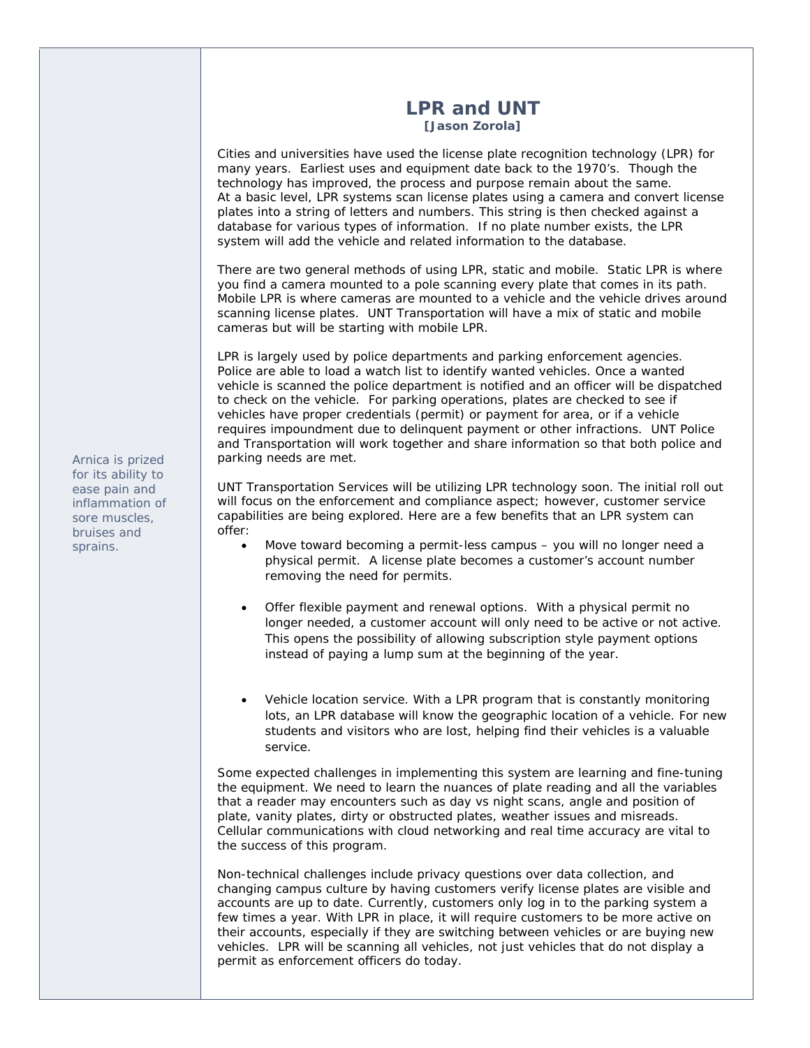# LPR and UNT

**[Jason Zorola]**

Cities and universities have used the license plate recognition technology (LPR) for many years. Earliest uses and equipment date back to the 1970's. Though the technology has improved, the process and purpose remain about the same. At a basic level, LPR systems scan license plates using a camera and convert license plates into a string of letters and numbers. This string is then checked against a database for various types of information. If no plate number exists, the LPR system will add the vehicle and related information to the database.

There are two general methods of using LPR, static and mobile. Static LPR is where you find a camera mounted to a pole scanning every plate that comes in its path. Mobile LPR is where cameras are mounted to a vehicle and the vehicle drives around scanning license plates. UNT Transportation will have a mix of static and mobile cameras but will be starting with mobile LPR.

LPR is largely used by police departments and parking enforcement agencies. Police are able to load a watch list to identify wanted vehicles. Once a wanted vehicle is scanned the police department is notified and an officer will be dispatched to check on the vehicle. For parking operations, plates are checked to see if vehicles have proper credentials (permit) or payment for area, or if a vehicle requires impoundment due to delinquent payment or other infractions. UNT Police and Transportation will work together and share information so that both police and parking needs are met.

UNT Transportation Services will be utilizing LPR technology soon. The initial roll out will focus on the enforcement and compliance aspect; however, customer service capabilities are being explored. Here are a few benefits that an LPR system can offer:

- Move toward becoming a permit-less campus – you will no longer need a physical permit. A license plate becomes a customer's account number removing the need for permits.
- Offer flexible payment and renewal options. With a physical permit no longer needed, a customer account will only need to be active or not active. This opens the possibility of allowing subscription style payment options instead of paying a lump sum at the beginning of the year.
- Vehicle location service. With a LPR program that is constantly monitoring lots, an LPR database will know the geographic location of a vehicle. For new students and visitors who are lost, helping find their vehicles is a valuable service.

Some expected challenges in implementing this system are learning and fine-tuning the equipment. We need to learn the nuances of plate reading and all the variables that a reader may encounters such as day vs night scans, angle and position of plate, vanity plates, dirty or obstructed plates, weather issues and misreads. Cellular communications with cloud networking and real time accuracy are vital to the success of this program.

Non-technical challenges include privacy questions over data collection, and changing campus culture by having customers verify license plates are visible and accounts are up to date. Currently, customers only log in to the parking system a few times a year. With LPR in place, it will require customers to be more active on their accounts, especially if they are switching between vehicles or are buying new vehicles. LPR will be scanning all vehicles, not just vehicles that do not display a permit as enforcement officers do today.

Arnica is prized for its ability to ease pain and inflammation of sore muscles, bruises and sprains.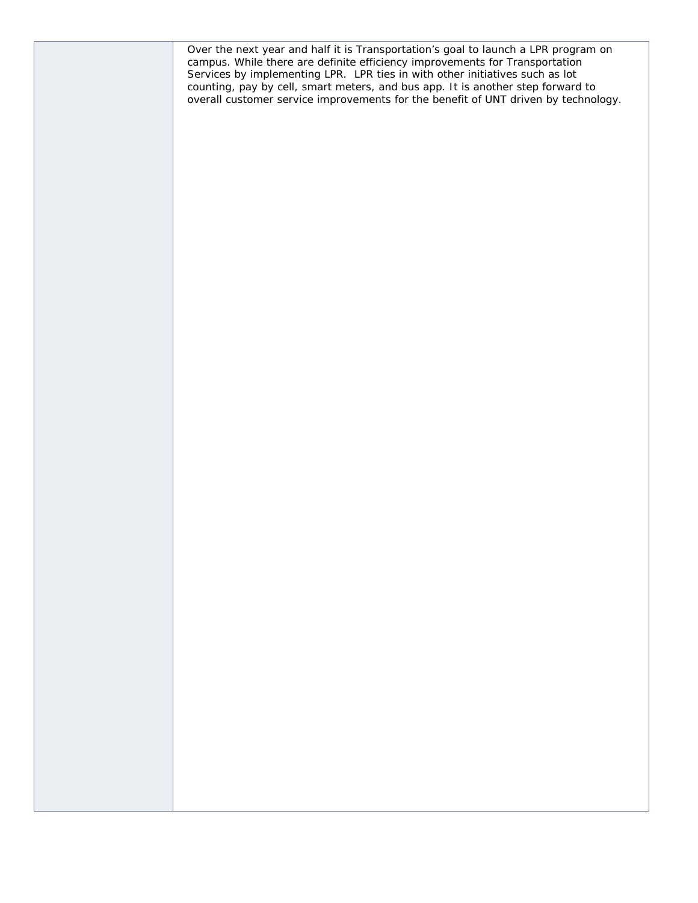Over the next year and half it is Transportation's goal to launch a LPR program on campus. While there are definite efficiency improvements for Transportation Services by implementing LPR. LPR ties in with other initiatives such as lot counting, pay by cell, smart meters, and bus app. It is another step forward to overall customer service improvements for the benefit of UNT driven by technology.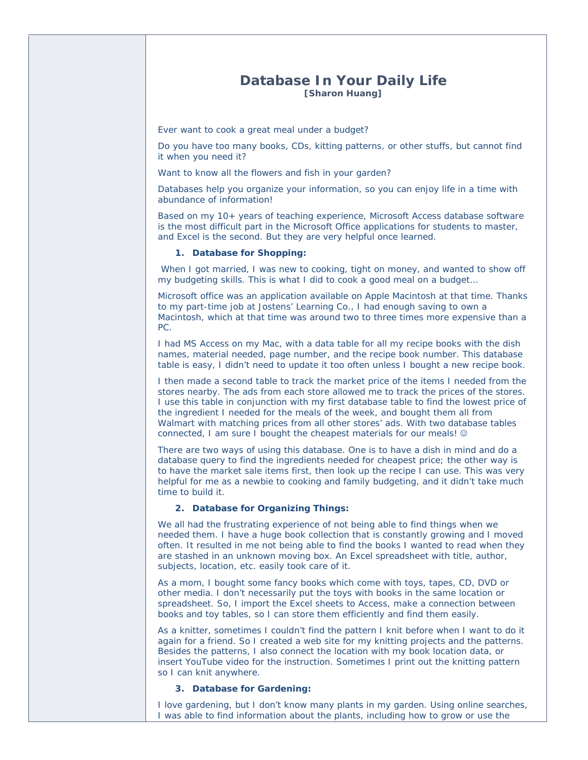# Database In Your Daily Life

**[Sharon Huang]**

Ever want to cook a great meal under a budget?

Do you have too many books, CDs, kitting patterns, or other stuffs, but cannot find it when you need it?

Want to know all the flowers and fish in your garden?

Databases help you organize your information, so you can enjoy life in a time with abundance of information!

Based on my 10+ years of teaching experience, Microsoft Access database software is the most difficult part in the Microsoft Office applications for students to master, and Excel is the second. But they are very helpful once learned.

1. **Database for Shopping:**

When I got married, I was new to cooking, tight on money, and wanted to show off my budgeting skills. This is what I did to cook a good meal on a budget…

Microsoft office was an application available on Apple Macintosh at that time. Thanks to my part-time job at Jostens' Learning Co., I had enough saving to own a Macintosh, which at that time was around two to three times more expensive than a PC.

I had MS Access on my Mac, with a data table for all my recipe books with the dish names, material needed, page number, and the recipe book number. This database table is easy, I didn't need to update it too often unless I bought a new recipe book.

I then made a second table to track the market price of the items I needed from the stores nearby. The ads from each store allowed me to track the prices of the stores. I use this table in conjunction with my first database table to find the lowest price of the ingredient I needed for the meals of the week, and bought them all from Walmart with matching prices from all other stores' ads. With two database tables connected, I am sure I bought the cheapest materials for our meals! ☺

There are two ways of using this database. One is to have a dish in mind and do a database query to find the ingredients needed for cheapest price; the other way is to have the market sale items first, then look up the recipe I can use. This was very helpful for me as a newbie to cooking and family budgeting, and it didn't take much time to build it.

2. **Database for Organizing Things:**

We all had the frustrating experience of not being able to find things when we needed them. I have a huge book collection that is constantly growing and I moved often. It resulted in me not being able to find the books I wanted to read when they are stashed in an unknown moving box. An Excel spreadsheet with title, author, subjects, location, etc. easily took care of it.

As a mom, I bought some fancy books which come with toys, tapes, CD, DVD or other media. I don't necessarily put the toys with books in the same location or spreadsheet. So, I import the Excel sheets to Access, make a connection between books and toy tables, so I can store them efficiently and find them easily.

As a knitter, sometimes I couldn't find the pattern I knit before when I want to do it again for a friend. So I created a web site for my knitting projects and the patterns. Besides the patterns, I also connect the location with my book location data, or insert YouTube video for the instruction. Sometimes I print out the knitting pattern so I can knit anywhere.

3. **Database for Gardening:**

I love gardening, but I don't know many plants in my garden. Using online searches, I was able to find information about the plants, including how to grow or use the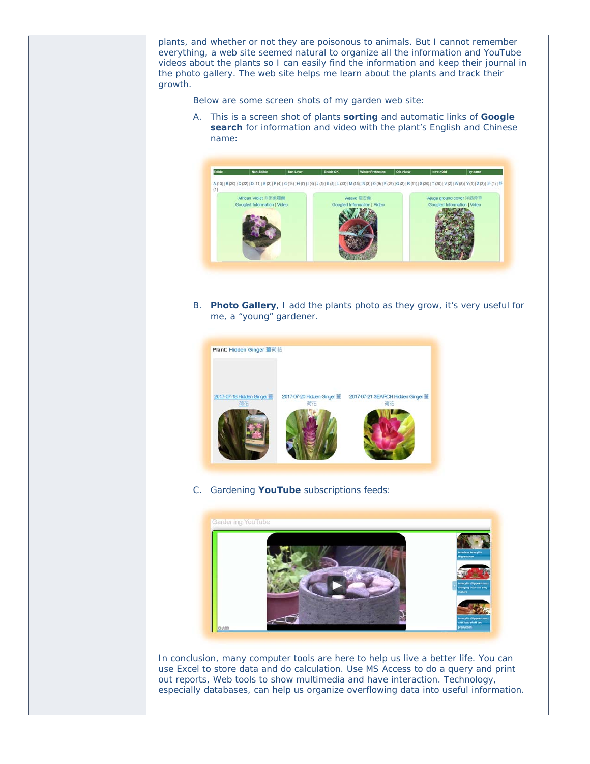plants, and whether or not they are poisonous to animals. But I cannot remember everything, a web site seemed natural to organize all the information and YouTube videos about the plants so I can easily find the information and keep their journal in the photo gallery. The web site helps me learn about the plants and track their growth.

Below are some screen shots of my garden web site:

A. This is a screen shot of plants **sorting** and automatic links of **Google search** for information and video with the plant's English and Chinese name:

B. **Photo Gallery**, I add the plants photo as they grow, it's very useful for me, a "young" gardener.

C. Gardening **YouTube** subscriptions feeds:

In conclusion, many computer tools are here to help us live a better life. You can use Excel to store data and do calculation. Use MS Access to do a query and print out reports, Web tools to show multimedia and have interaction. Technology, especially databases, can help us organize overflowing data into useful information.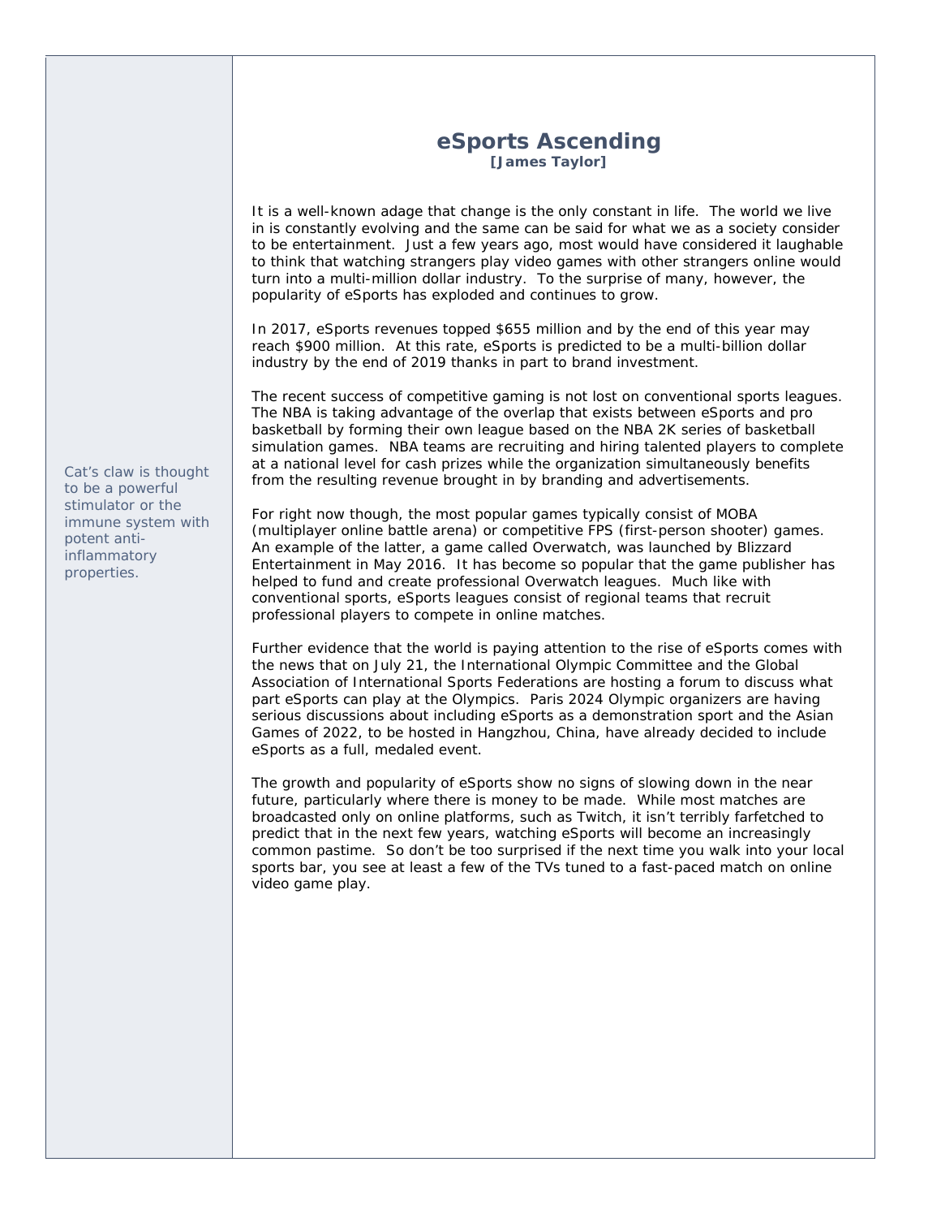# eSports Ascending

**[James Taylor]**

Cat's claw is thought to be a powerful stimulator or the immune system with potent anti-inflammatory properties.

It is a well-known adage that change is the only constant in life. The world we live in is constantly evolving and the same can be said for what we as a society consider to be entertainment. Just a few years ago, most would have considered it laughable to think that watching strangers play video games with other strangers online would turn into a multi-million dollar industry. To the surprise of many, however, the popularity of eSports has exploded and continues to grow.

In 2017, eSports revenues topped $655 million and by the end of this year may reach $900 million. At this rate, eSports is predicted to be a multi-billion dollar industry by the end of 2019 thanks in part to brand investment.

The recent success of competitive gaming is not lost on conventional sports leagues. The NBA is taking advantage of the overlap that exists between eSports and pro basketball by forming their own league based on the NBA 2K series of basketball simulation games. NBA teams are recruiting and hiring talented players to complete at a national level for cash prizes while the organization simultaneously benefits from the resulting revenue brought in by branding and advertisements.

For right now though, the most popular games typically consist of MOBA (multiplayer online battle arena) or competitive FPS (first-person shooter) games. An example of the latter, a game called Overwatch, was launched by Blizzard Entertainment in May 2016. It has become so popular that the game publisher has helped to fund and create professional Overwatch leagues. Much like with conventional sports, eSports leagues consist of regional teams that recruit professional players to compete in online matches.

Further evidence that the world is paying attention to the rise of eSports comes with the news that on July 21, the International Olympic Committee and the Global Association of International Sports Federations are hosting a forum to discuss what part eSports can play at the Olympics. Paris 2024 Olympic organizers are having serious discussions about including eSports as a demonstration sport and the Asian Games of 2022, to be hosted in Hangzhou, China, have already decided to include eSports as a full, medaled event.

The growth and popularity of eSports show no signs of slowing down in the near future, particularly where there is money to be made. While most matches are broadcasted only on online platforms, such as Twitch, it isn't terribly farfetched to predict that in the next few years, watching eSports will become an increasingly common pastime. So don't be too surprised if the next time you walk into your local sports bar, you see at least a few of the TVs tuned to a fast-paced match on online video game play.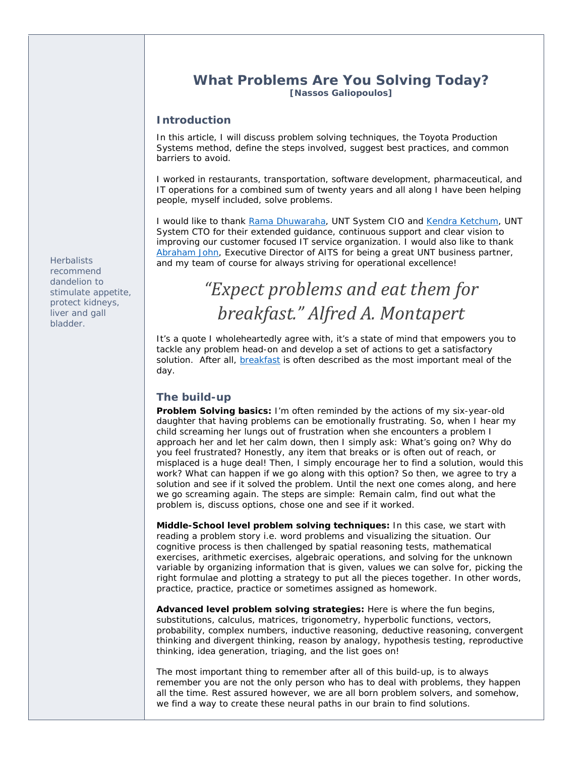Herbalists recommend dandelion to stimulate appetite, protect kidneys, liver and gall bladder.

# What Problems Are You Solving Today?

**[Nassos Galiopoulos]**

## Introduction

In this article, I will discuss problem solving techniques, the Toyota Production Systems method, define the steps involved, suggest best practices, and common barriers to avoid.

I worked in restaurants, transportation, software development, pharmaceutical, and IT operations for a combined sum of twenty years and all along I have been helping people, myself included, solve problems.

I would like to thank Rama Dhuwaraha, UNT System CIO and Kendra Ketchum, UNT System CTO for their extended guidance, continuous support and clear vision to improving our customer focused IT service organization. I would also like to thank Abraham John, Executive Director of AITS for being a great UNT business partner, and my team of course for always striving for operational excellence!

*“Expect problems and eat them for breakfast.” Alfred A. Montapert*

It’s a quote I wholeheartedly agree with, it’s a state of mind that empowers you to tackle any problem head-on and develop a set of actions to get a satisfactory solution. After all, breakfast is often described as the most important meal of the day.

## The build-up

**Problem Solving basics:** I’m often reminded by the actions of my six-year-old daughter that having problems can be emotionally frustrating. So, when I hear my child screaming her lungs out of frustration when she encounters a problem I approach her and let her calm down, then I simply ask: What’s going on? Why do you feel frustrated? Honestly, any item that breaks or is often out of reach, or misplaced is a huge deal! Then, I simply encourage her to find a solution, would this work? What can happen if we go along with this option? So then, we agree to try a solution and see if it solved the problem. Until the next one comes along, and here we go screaming again. The steps are simple: Remain calm, find out what the problem is, discuss options, chose one and see if it worked.

**Middle-School level problem solving techniques:** In this case, we start with reading a problem story i.e. word problems and visualizing the situation. Our cognitive process is then challenged by spatial reasoning tests, mathematical exercises, arithmetic exercises, algebraic operations, and solving for the unknown variable by organizing information that is given, values we can solve for, picking the right formulae and plotting a strategy to put all the pieces together. In other words, practice, practice, practice or sometimes assigned as homework.

**Advanced level problem solving strategies:** Here is where the fun begins, substitutions, calculus, matrices, trigonometry, hyperbolic functions, vectors, probability, complex numbers, inductive reasoning, deductive reasoning, convergent thinking and divergent thinking, reason by analogy, hypothesis testing, reproductive thinking, idea generation, triaging, and the list goes on!

The most important thing to remember after all of this build-up, is to always remember you are not the only person who has to deal with problems, they happen all the time. Rest assured however, we are all born problem solvers, and somehow, we find a way to create these neural paths in our brain to find solutions.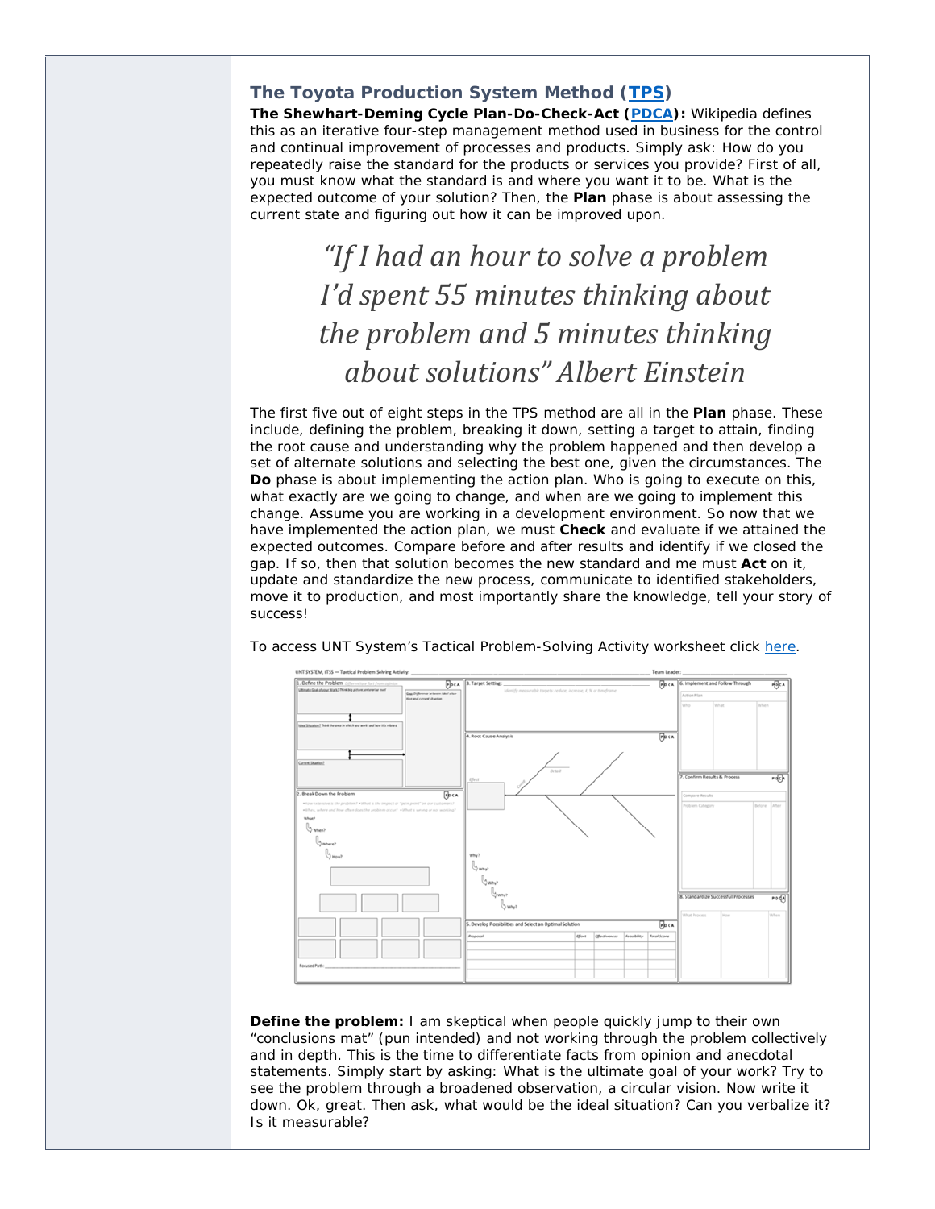### The Toyota Production System Method ([TPS](#))

**The Shewhart-Deming Cycle Plan-Do-Check-Act ([PDCA](#)):** Wikipedia defines this as an iterative four-step management method used in business for the control and continual improvement of processes and products. Simply ask: How do you repeatedly raise the standard for the products or services you provide? First of all, you must know what the standard is and where you want it to be. What is the expected outcome of your solution? Then, the **Plan** phase is about assessing the current state and figuring out how it can be improved upon.

> *"If I had an hour to solve a problem I'd spent 55 minutes thinking about the problem and 5 minutes thinking about solutions" Albert Einstein*

The first five out of eight steps in the TPS method are all in the **Plan** phase. These include, defining the problem, breaking it down, setting a target to attain, finding the root cause and understanding why the problem happened and then develop a set of alternate solutions and selecting the best one, given the circumstances. The **Do** phase is about implementing the action plan. Who is going to execute on this, what exactly are we going to change, and when are we going to implement this change. Assume you are working in a development environment. So now that we have implemented the action plan, we must **Check** and evaluate if we attained the expected outcomes. Compare before and after results and identify if we closed the gap. If so, then that solution becomes the new standard and me must **Act** on it, update and standardize the new process, communicate to identified stakeholders, move it to production, and most importantly share the knowledge, tell your story of success!

To access UNT System's Tactical Problem-Solving Activity worksheet click [here](#).

**Define the problem:** I am skeptical when people quickly jump to their own "conclusions mat" (pun intended) and not working through the problem collectively and in depth. This is the time to differentiate facts from opinion and anecdotal statements. Simply start by asking: What is the ultimate goal of your work? Try to see the problem through a broadened observation, a circular vision. Now write it down. Ok, great. Then ask, what would be the ideal situation? Can you verbalize it? Is it measurable?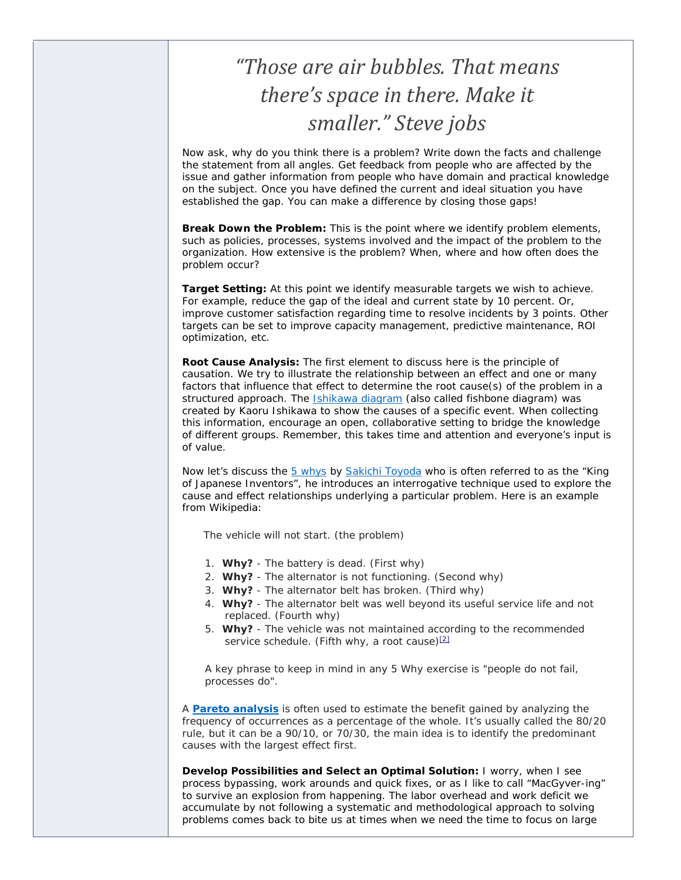*"Those are air bubbles. That means there's space in there. Make it smaller." Steve jobs*

Now ask, why do you think there is a problem? Write down the facts and challenge the statement from all angles. Get feedback from people who are affected by the issue and gather information from people who have domain and practical knowledge on the subject. Once you have defined the current and ideal situation you have established the gap. You can make a difference by closing those gaps!

**Break Down the Problem:** This is the point where we identify problem elements, such as policies, processes, systems involved and the impact of the problem to the organization. How extensive is the problem? When, where and how often does the problem occur?

**Target Setting:** At this point we identify measurable targets we wish to achieve. For example, reduce the gap of the ideal and current state by 10 percent. Or, improve customer satisfaction regarding time to resolve incidents by 3 points. Other targets can be set to improve capacity management, predictive maintenance, ROI optimization, etc.

**Root Cause Analysis:** The first element to discuss here is the principle of causation. We try to illustrate the relationship between an effect and one or many factors that influence that effect to determine the root cause(s) of the problem in a structured approach. The Ishikawa diagram (also called fishbone diagram) was created by Kaoru Ishikawa to show the causes of a specific event. When collecting this information, encourage an open, collaborative setting to bridge the knowledge of different groups. Remember, this takes time and attention and everyone's input is of value.

Now let's discuss the 5 whys by Sakichi Toyoda who is often referred to as the "King of Japanese Inventors", he introduces an interrogative technique used to explore the cause and effect relationships underlying a particular problem. Here is an example from Wikipedia:

The vehicle will not start. (the problem)

1. **Why?** - The battery is dead. (First why)
2. **Why?** - The alternator is not functioning. (Second why)
3. **Why?** - The alternator belt has broken. (Third why)
4. **Why?** - The alternator belt was well beyond its useful service life and not replaced. (Fourth why)
5. **Why?** - The vehicle was not maintained according to the recommended service schedule. (Fifth why, a root cause)[2]

A key phrase to keep in mind in any 5 Why exercise is "people do not fail, processes do".

A **Pareto analysis** is often used to estimate the benefit gained by analyzing the frequency of occurrences as a percentage of the whole. It's usually called the 80/20 rule, but it can be a 90/10, or 70/30, the main idea is to identify the predominant causes with the largest effect first.

**Develop Possibilities and Select an Optimal Solution:** I worry, when I see process bypassing, work arounds and quick fixes, or as I like to call "MacGyver-ing" to survive an explosion from happening. The labor overhead and work deficit we accumulate by not following a systematic and methodological approach to solving problems comes back to bite us at times when we need the time to focus on large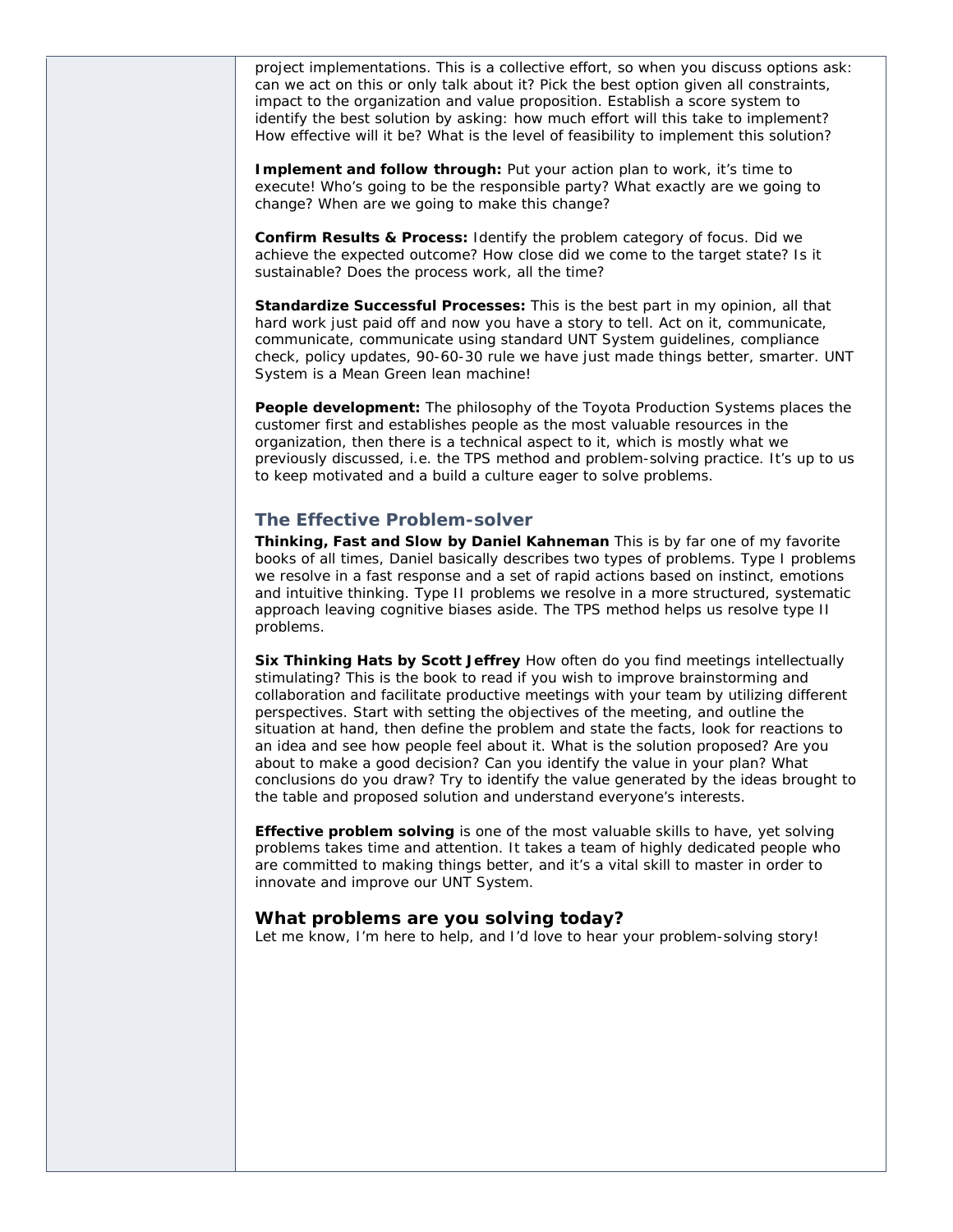project implementations. This is a collective effort, so when you discuss options ask: can we act on this or only talk about it? Pick the best option given all constraints, impact to the organization and value proposition. Establish a score system to identify the best solution by asking: how much effort will this take to implement? How effective will it be? What is the level of feasibility to implement this solution?

**Implement and follow through:** Put your action plan to work, it's time to execute! Who's going to be the responsible party? What exactly are we going to change? When are we going to make this change?

**Confirm Results & Process:** Identify the problem category of focus. Did we achieve the expected outcome? How close did we come to the target state? Is it sustainable? Does the process work, all the time?

**Standardize Successful Processes:** This is the best part in my opinion, all that hard work just paid off and now you have a story to tell. Act on it, communicate, communicate, communicate using standard UNT System guidelines, compliance check, policy updates, 90-60-30 rule we have just made things better, smarter. UNT System is a Mean Green lean machine!

**People development:** The philosophy of the Toyota Production Systems places the customer first and establishes people as the most valuable resources in the organization, then there is a technical aspect to it, which is mostly what we previously discussed, i.e. the TPS method and problem-solving practice. It's up to us to keep motivated and a build a culture eager to solve problems.

## The Effective Problem-solver

**Thinking, Fast and Slow by Daniel Kahneman** This is by far one of my favorite books of all times, Daniel basically describes two types of problems. Type I problems we resolve in a fast response and a set of rapid actions based on instinct, emotions and intuitive thinking. Type II problems we resolve in a more structured, systematic approach leaving cognitive biases aside. The TPS method helps us resolve type II problems.

**Six Thinking Hats by Scott Jeffrey** How often do you find meetings intellectually stimulating? This is the book to read if you wish to improve brainstorming and collaboration and facilitate productive meetings with your team by utilizing different perspectives. Start with setting the objectives of the meeting, and outline the situation at hand, then define the problem and state the facts, look for reactions to an idea and see how people feel about it. What is the solution proposed? Are you about to make a good decision? Can you identify the value in your plan? What conclusions do you draw? Try to identify the value generated by the ideas brought to the table and proposed solution and understand everyone's interests.

**Effective problem solving** is one of the most valuable skills to have, yet solving problems takes time and attention. It takes a team of highly dedicated people who are committed to making things better, and it's a vital skill to master in order to innovate and improve our UNT System.

## What problems are you solving today?

Let me know, I'm here to help, and I'd love to hear your problem-solving story!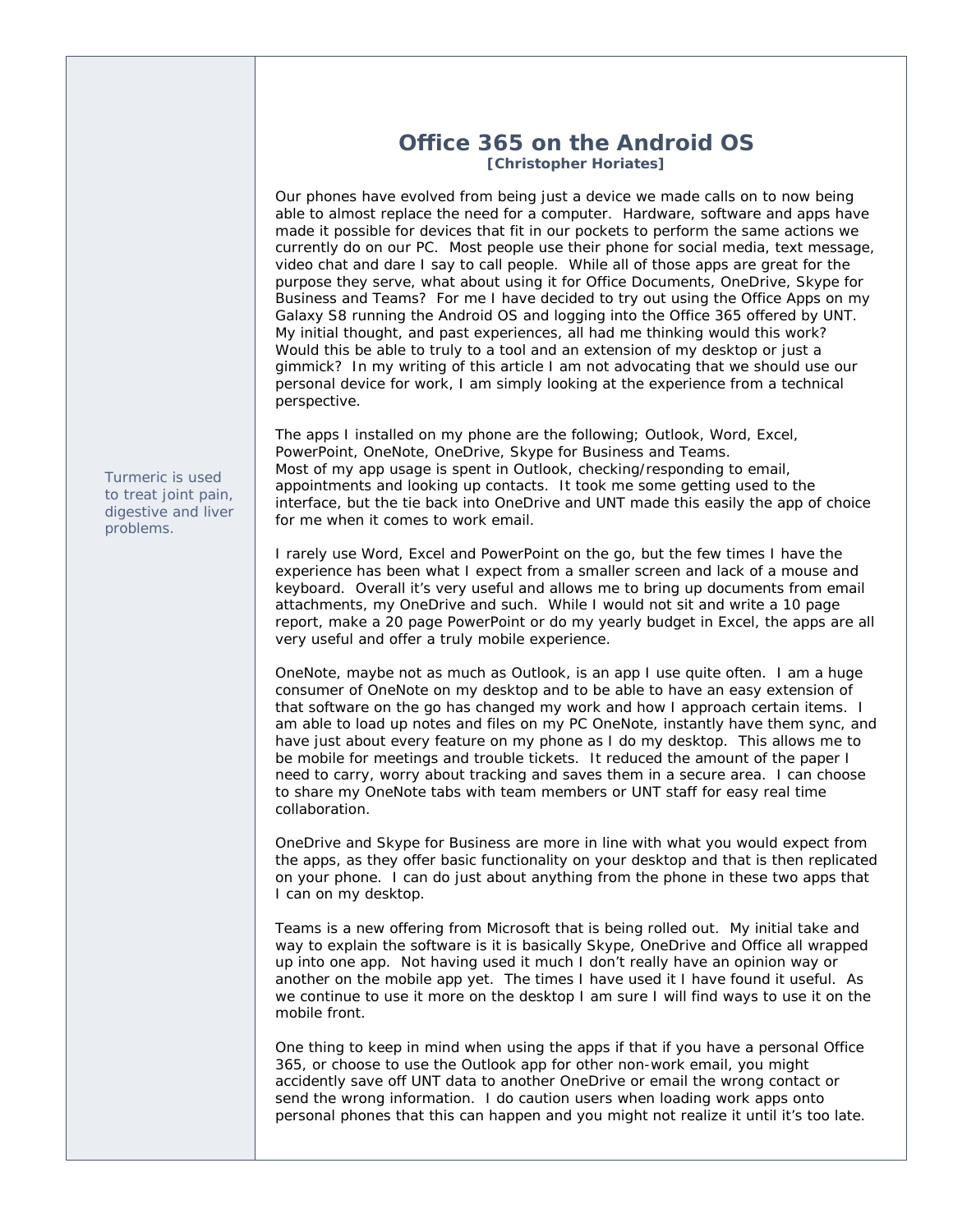# Office 365 on the Android OS

**[Christopher Horiates]**

Our phones have evolved from being just a device we made calls on to now being able to almost replace the need for a computer. Hardware, software and apps have made it possible for devices that fit in our pockets to perform the same actions we currently do on our PC. Most people use their phone for social media, text message, video chat and dare I say to call people. While all of those apps are great for the purpose they serve, what about using it for Office Documents, OneDrive, Skype for Business and Teams? For me I have decided to try out using the Office Apps on my Galaxy S8 running the Android OS and logging into the Office 365 offered by UNT. My initial thought, and past experiences, all had me thinking would this work? Would this be able to truly to a tool and an extension of my desktop or just a gimmick? In my writing of this article I am not advocating that we should use our personal device for work, I am simply looking at the experience from a technical perspective.

The apps I installed on my phone are the following; Outlook, Word, Excel, PowerPoint, OneNote, OneDrive, Skype for Business and Teams.
Most of my app usage is spent in Outlook, checking/responding to email, appointments and looking up contacts. It took me some getting used to the interface, but the tie back into OneDrive and UNT made this easily the app of choice for me when it comes to work email.

Turmeric is used to treat joint pain, digestive and liver problems.

I rarely use Word, Excel and PowerPoint on the go, but the few times I have the experience has been what I expect from a smaller screen and lack of a mouse and keyboard. Overall it's very useful and allows me to bring up documents from email attachments, my OneDrive and such. While I would not sit and write a 10 page report, make a 20 page PowerPoint or do my yearly budget in Excel, the apps are all very useful and offer a truly mobile experience.

OneNote, maybe not as much as Outlook, is an app I use quite often. I am a huge consumer of OneNote on my desktop and to be able to have an easy extension of that software on the go has changed my work and how I approach certain items. I am able to load up notes and files on my PC OneNote, instantly have them sync, and have just about every feature on my phone as I do my desktop. This allows me to be mobile for meetings and trouble tickets. It reduced the amount of the paper I need to carry, worry about tracking and saves them in a secure area. I can choose to share my OneNote tabs with team members or UNT staff for easy real time collaboration.

OneDrive and Skype for Business are more in line with what you would expect from the apps, as they offer basic functionality on your desktop and that is then replicated on your phone. I can do just about anything from the phone in these two apps that I can on my desktop.

Teams is a new offering from Microsoft that is being rolled out. My initial take and way to explain the software is it is basically Skype, OneDrive and Office all wrapped up into one app. Not having used it much I don't really have an opinion way or another on the mobile app yet. The times I have used it I have found it useful. As we continue to use it more on the desktop I am sure I will find ways to use it on the mobile front.

One thing to keep in mind when using the apps if that if you have a personal Office 365, or choose to use the Outlook app for other non-work email, you might accidently save off UNT data to another OneDrive or email the wrong contact or send the wrong information. I do caution users when loading work apps onto personal phones that this can happen and you might not realize it until it's too late.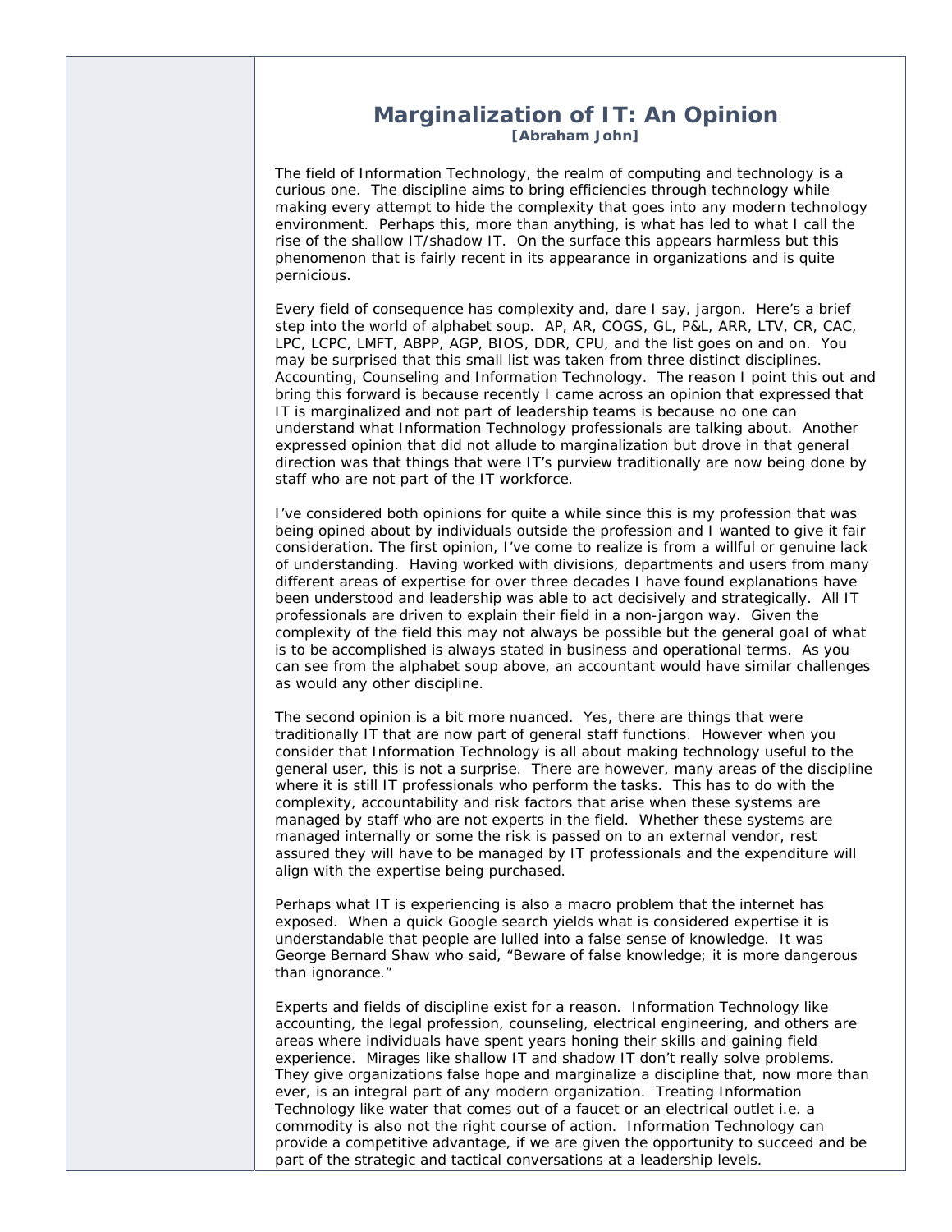# Marginalization of IT: An Opinion

**[Abraham John]**

The field of Information Technology, the realm of computing and technology is a curious one. The discipline aims to bring efficiencies through technology while making every attempt to hide the complexity that goes into any modern technology environment. Perhaps this, more than anything, is what has led to what I call the rise of the shallow IT/shadow IT. On the surface this appears harmless but this phenomenon that is fairly recent in its appearance in organizations and is quite pernicious.

Every field of consequence has complexity and, dare I say, jargon. Here's a brief step into the world of alphabet soup. AP, AR, COGS, GL, P&L, ARR, LTV, CR, CAC, LPC, LCPC, LMFT, ABPP, AGP, BIOS, DDR, CPU, and the list goes on and on. You may be surprised that this small list was taken from three distinct disciplines. Accounting, Counseling and Information Technology. The reason I point this out and bring this forward is because recently I came across an opinion that expressed that IT is marginalized and not part of leadership teams is because no one can understand what Information Technology professionals are talking about. Another expressed opinion that did not allude to marginalization but drove in that general direction was that things that were IT's purview traditionally are now being done by staff who are not part of the IT workforce.

I've considered both opinions for quite a while since this is my profession that was being opined about by individuals outside the profession and I wanted to give it fair consideration. The first opinion, I've come to realize is from a willful or genuine lack of understanding. Having worked with divisions, departments and users from many different areas of expertise for over three decades I have found explanations have been understood and leadership was able to act decisively and strategically. All IT professionals are driven to explain their field in a non-jargon way. Given the complexity of the field this may not always be possible but the general goal of what is to be accomplished is always stated in business and operational terms. As you can see from the alphabet soup above, an accountant would have similar challenges as would any other discipline.

The second opinion is a bit more nuanced. Yes, there are things that were traditionally IT that are now part of general staff functions. However when you consider that Information Technology is all about making technology useful to the general user, this is not a surprise. There are however, many areas of the discipline where it is still IT professionals who perform the tasks. This has to do with the complexity, accountability and risk factors that arise when these systems are managed by staff who are not experts in the field. Whether these systems are managed internally or some the risk is passed on to an external vendor, rest assured they will have to be managed by IT professionals and the expenditure will align with the expertise being purchased.

Perhaps what IT is experiencing is also a macro problem that the internet has exposed. When a quick Google search yields what is considered expertise it is understandable that people are lulled into a false sense of knowledge. It was George Bernard Shaw who said, "Beware of false knowledge; it is more dangerous than ignorance."

Experts and fields of discipline exist for a reason. Information Technology like accounting, the legal profession, counseling, electrical engineering, and others are areas where individuals have spent years honing their skills and gaining field experience. Mirages like shallow IT and shadow IT don't really solve problems. They give organizations false hope and marginalize a discipline that, now more than ever, is an integral part of any modern organization. Treating Information Technology like water that comes out of a faucet or an electrical outlet i.e. a commodity is also not the right course of action. Information Technology can provide a competitive advantage, if we are given the opportunity to succeed and be part of the strategic and tactical conversations at a leadership levels.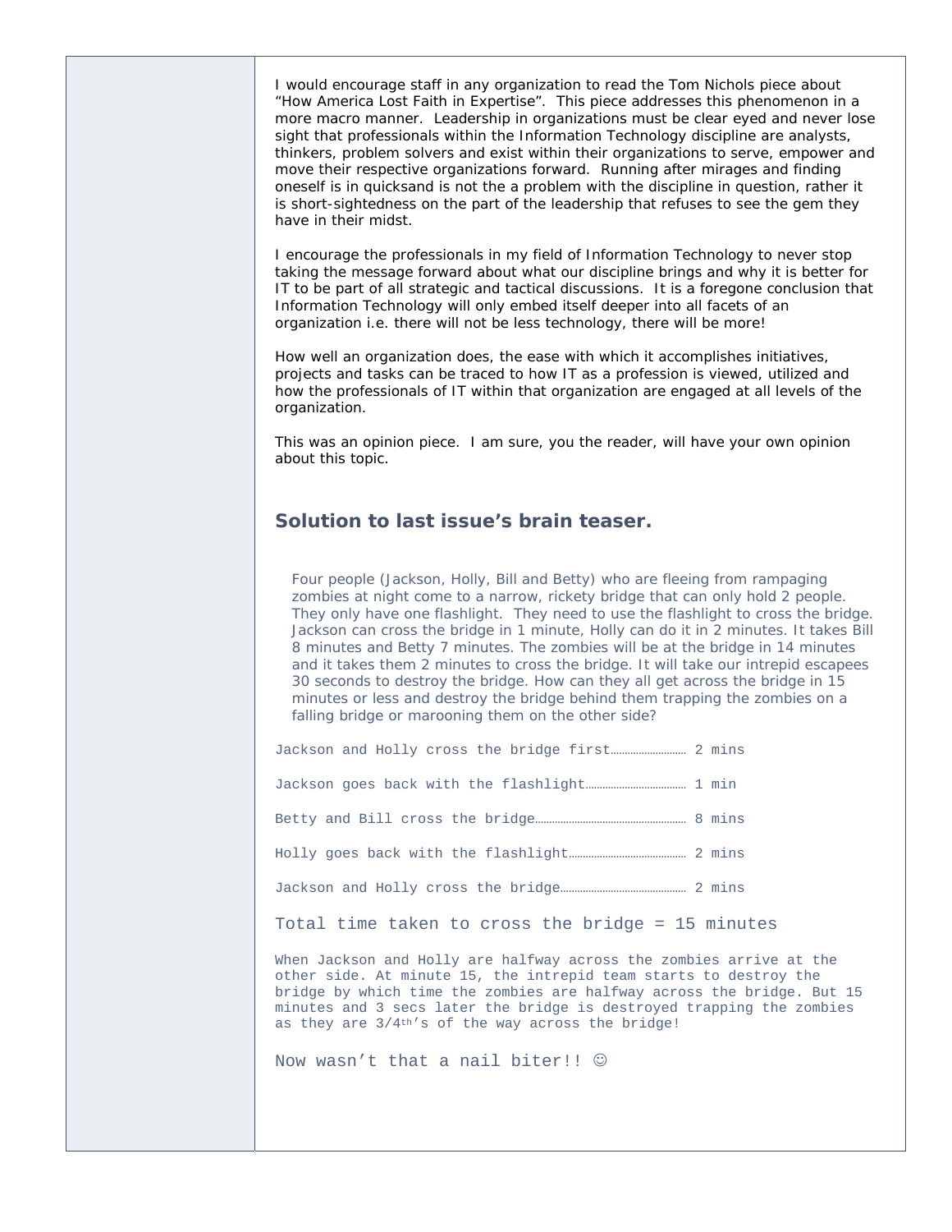I would encourage staff in any organization to read the Tom Nichols piece about "How America Lost Faith in Expertise". This piece addresses this phenomenon in a more macro manner. Leadership in organizations must be clear eyed and never lose sight that professionals within the Information Technology discipline are analysts, thinkers, problem solvers and exist within their organizations to serve, empower and move their respective organizations forward. Running after mirages and finding oneself is in quicksand is not the a problem with the discipline in question, rather it is short-sightedness on the part of the leadership that refuses to see the gem they have in their midst.

I encourage the professionals in my field of Information Technology to never stop taking the message forward about what our discipline brings and why it is better for IT to be part of all strategic and tactical discussions. It is a foregone conclusion that Information Technology will only embed itself deeper into all facets of an organization i.e. there will not be less technology, there will be more!

How well an organization does, the ease with which it accomplishes initiatives, projects and tasks can be traced to how IT as a profession is viewed, utilized and how the professionals of IT within that organization are engaged at all levels of the organization.

This was an opinion piece. I am sure, you the reader, will have your own opinion about this topic.

## Solution to last issue's brain teaser.

Four people (Jackson, Holly, Bill and Betty) who are fleeing from rampaging zombies at night come to a narrow, rickety bridge that can only hold 2 people. They only have one flashlight. They need to use the flashlight to cross the bridge. Jackson can cross the bridge in 1 minute, Holly can do it in 2 minutes. It takes Bill 8 minutes and Betty 7 minutes. The zombies will be at the bridge in 14 minutes and it takes them 2 minutes to cross the bridge. It will take our intrepid escapees 30 seconds to destroy the bridge. How can they all get across the bridge in 15 minutes or less and destroy the bridge behind them trapping the zombies on a falling bridge or marooning them on the other side?

Jackson and Holly cross the bridge first……………………… 2 mins

Jackson goes back with the flashlight……………………………… 1 min

Betty and Bill cross the bridge……………………………………………… 8 mins

Holly goes back with the flashlight…………………………………… 2 mins

Jackson and Holly cross the bridge……………………………………… 2 mins

Total time taken to cross the bridge = 15 minutes

When Jackson and Holly are halfway across the zombies arrive at the other side. At minute 15, the intrepid team starts to destroy the bridge by which time the zombies are halfway across the bridge. But 15 minutes and 3 secs later the bridge is destroyed trapping the zombies as they are 3/4th's of the way across the bridge!

Now wasn't that a nail biter!! ☺